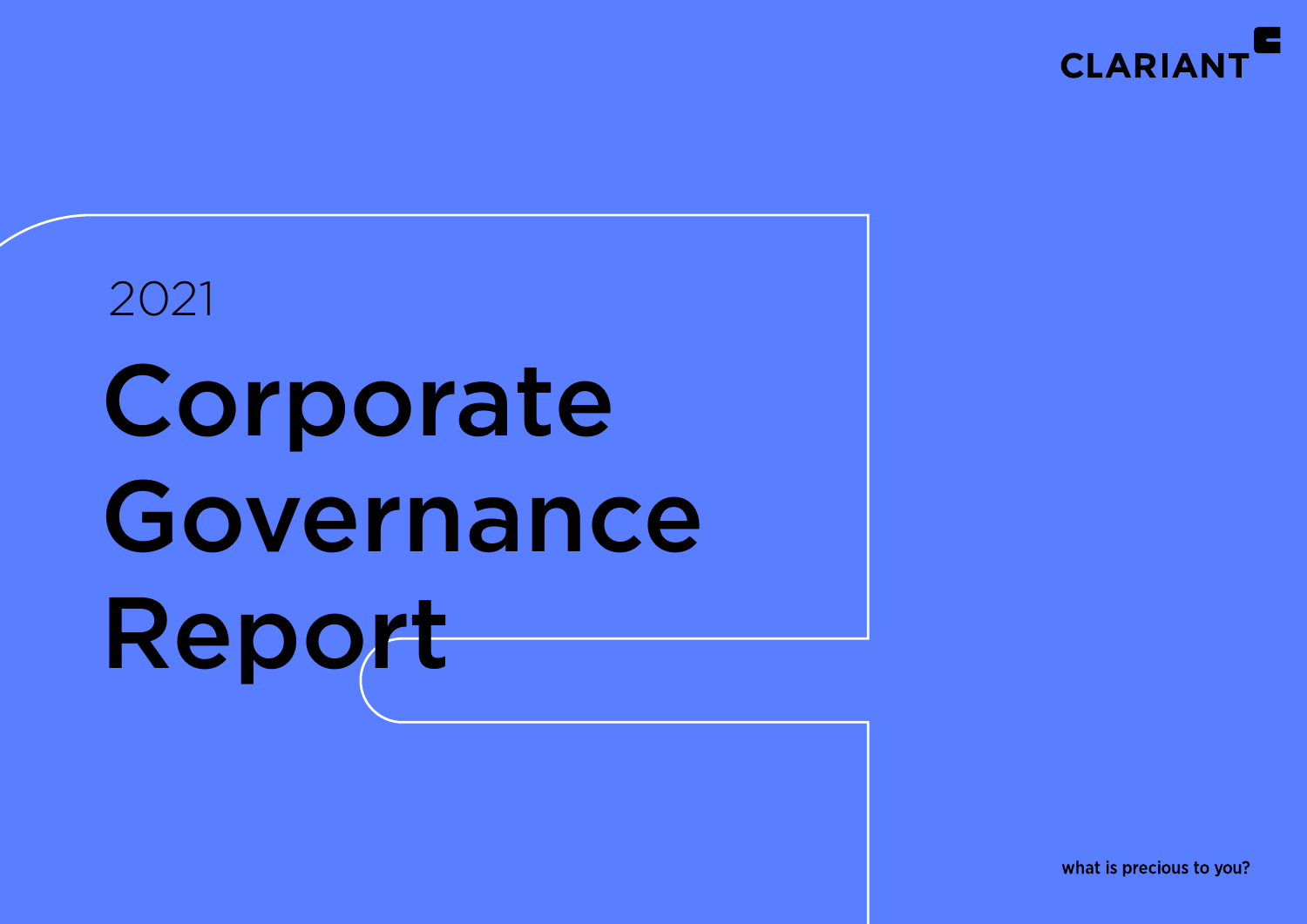CLARIANT

2021

# Corporate Governance Report

what is precious to you?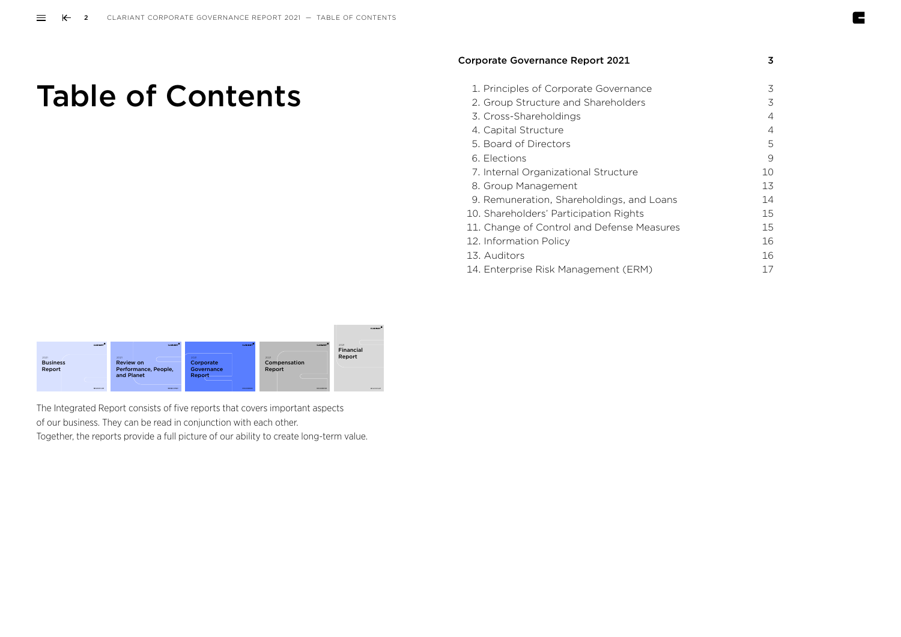# Table of Contents

| Corporate Governance Report 2021 | 3 |
|---|---|
| 1. Principles of Corporate Governance | 3 |
| 2. Group Structure and Shareholders | 3 |
| 3. Cross-Shareholdings | 4 |
| 4. Capital Structure | 4 |
| 5. Board of Directors | 5 |
| 6. Elections | 9 |
| 7. Internal Organizational Structure | 10 |
| 8. Group Management | 13 |
| 9. Remuneration, Shareholdings, and Loans | 14 |
| 10. Shareholders' Participation Rights | 15 |
| 11. Change of Control and Defense Measures | 15 |
| 12. Information Policy | 16 |
| 13. Auditors | 16 |
| 14. Enterprise Risk Management (ERM) | 17 |

2021 Business Report — 2021 Review on Performance, People, and Planet — 2021 Corporate Governance Report — 2021 Compensation Report — 2021 Financial Report

The Integrated Report consists of five reports that covers important aspects of our business. They can be read in conjunction with each other. Together, the reports provide a full picture of our ability to create long-term value.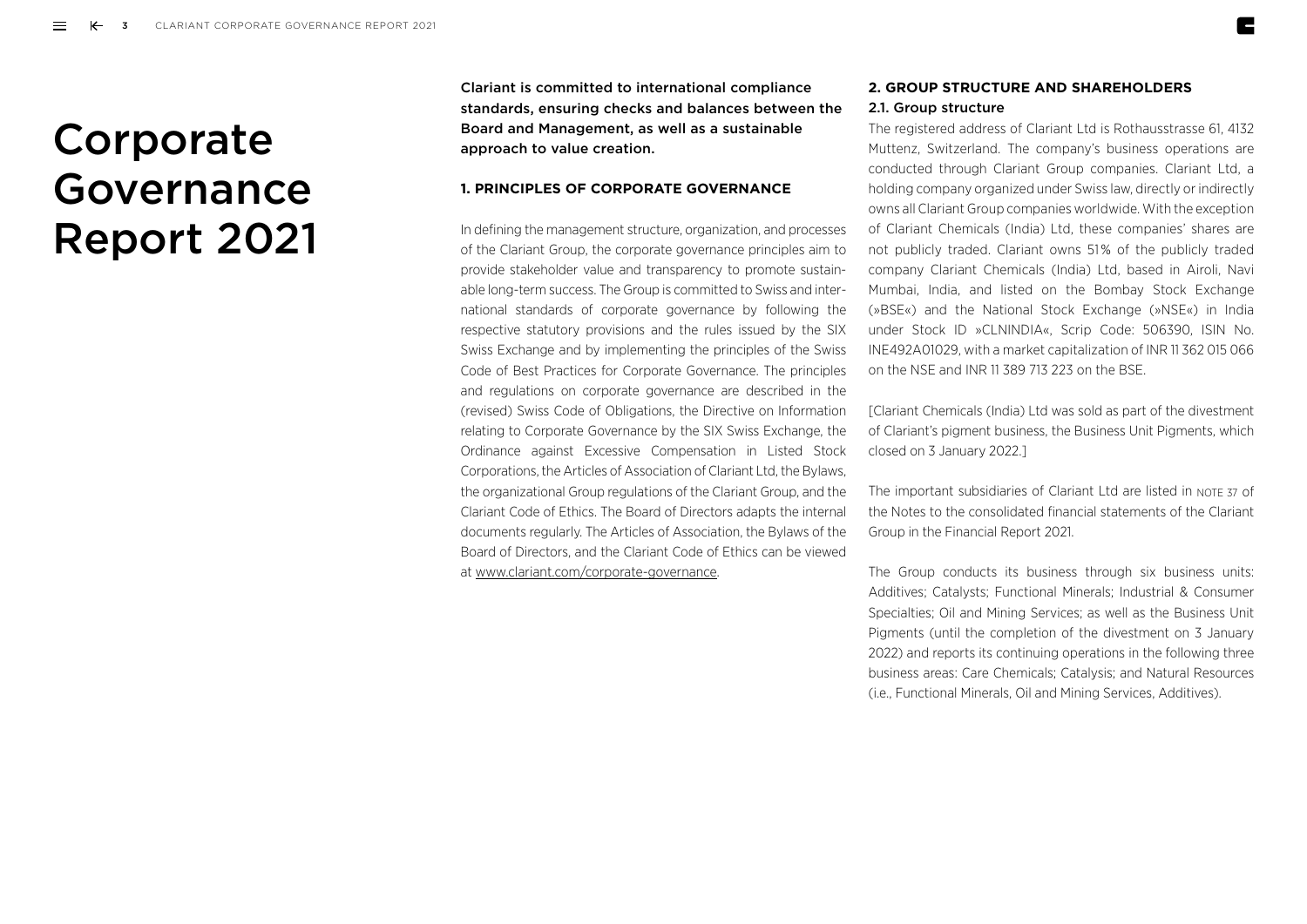# Corporate Governance Report 2021

**Clariant is committed to international compliance standards, ensuring checks and balances between the Board and Management, as well as a sustainable approach to value creation.**

## 1. PRINCIPLES OF CORPORATE GOVERNANCE

In defining the management structure, organization, and processes of the Clariant Group, the corporate governance principles aim to provide stakeholder value and transparency to promote sustainable long-term success. The Group is committed to Swiss and international standards of corporate governance by following the respective statutory provisions and the rules issued by the SIX Swiss Exchange and by implementing the principles of the Swiss Code of Best Practices for Corporate Governance. The principles and regulations on corporate governance are described in the (revised) Swiss Code of Obligations, the Directive on Information relating to Corporate Governance by the SIX Swiss Exchange, the Ordinance against Excessive Compensation in Listed Stock Corporations, the Articles of Association of Clariant Ltd, the Bylaws, the organizational Group regulations of the Clariant Group, and the Clariant Code of Ethics. The Board of Directors adapts the internal documents regularly. The Articles of Association, the Bylaws of the Board of Directors, and the Clariant Code of Ethics can be viewed at www.clariant.com/corporate-governance.

## 2. GROUP STRUCTURE AND SHAREHOLDERS

### 2.1. Group structure

The registered address of Clariant Ltd is Rothausstrasse 61, 4132 Muttenz, Switzerland. The company's business operations are conducted through Clariant Group companies. Clariant Ltd, a holding company organized under Swiss law, directly or indirectly owns all Clariant Group companies worldwide. With the exception of Clariant Chemicals (India) Ltd, these companies' shares are not publicly traded. Clariant owns 51% of the publicly traded company Clariant Chemicals (India) Ltd, based in Airoli, Navi Mumbai, India, and listed on the Bombay Stock Exchange (»BSE«) and the National Stock Exchange (»NSE«) in India under Stock ID »CLNINDIA«, Scrip Code: 506390, ISIN No. INE492A01029, with a market capitalization of INR 11 362 015 066 on the NSE and INR 11 389 713 223 on the BSE.

[Clariant Chemicals (India) Ltd was sold as part of the divestment of Clariant's pigment business, the Business Unit Pigments, which closed on 3 January 2022.]

The important subsidiaries of Clariant Ltd are listed in NOTE 37 of the Notes to the consolidated financial statements of the Clariant Group in the Financial Report 2021.

The Group conducts its business through six business units: Additives; Catalysts; Functional Minerals; Industrial & Consumer Specialties; Oil and Mining Services; as well as the Business Unit Pigments (until the completion of the divestment on 3 January 2022) and reports its continuing operations in the following three business areas: Care Chemicals; Catalysis; and Natural Resources (i.e., Functional Minerals, Oil and Mining Services, Additives).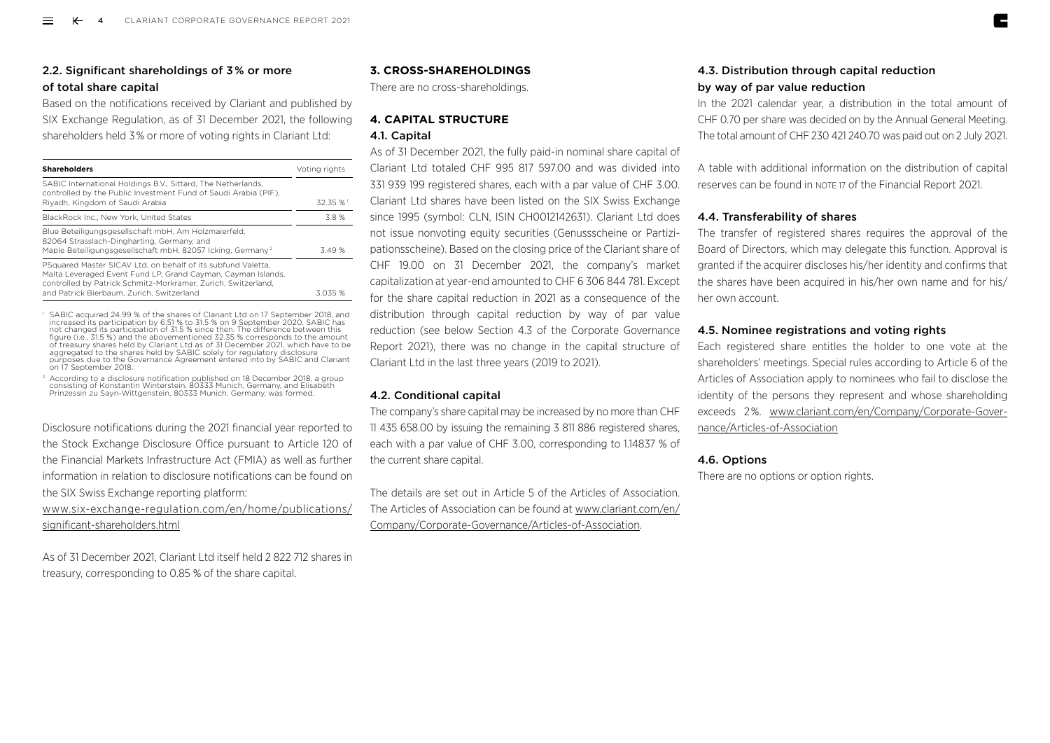### 2.2. Significant shareholdings of 3% or more of total share capital

Based on the notifications received by Clariant and published by SIX Exchange Regulation, as of 31 December 2021, the following shareholders held 3% or more of voting rights in Clariant Ltd:

| Shareholders | Voting rights |
|---|---|
| SABIC International Holdings B.V., Sittard, The Netherlands, controlled by the Public Investment Fund of Saudi Arabia (PIF), Riyadh, Kingdom of Saudi Arabia | 32.35 %[1] |
| BlackRock Inc., New York, United States | 3.8 % |
| Blue Beteiligungsgesellschaft mbH, Am Holzmaierfeld, 82064 Strasslach-Dingharting, Germany, and Maple Beteiligungsgesellschaft mbH, 82057 Icking, Germany[2] | 3.49 % |
| PSquared Master SICAV Ltd, on behalf of its subfund Valetta, Malta Leveraged Event Fund LP, Grand Cayman, Cayman Islands, controlled by Patrick Schmitz-Morkramer, Zurich, Switzerland, and Patrick Bierbaum, Zurich, Switzerland | 3.035 % |

[1] SABIC acquired 24.99 % of the shares of Clariant Ltd on 17 September 2018, and increased its participation by 6.51 % to 31.5 % on 9 September 2020. SABIC has not changed its participation of 31.5 % since then. The difference between this figure (i.e., 31.5 %) and the abovementioned 32.35 % corresponds to the amount of treasury shares held by Clariant Ltd as of 31 December 2021, which have to be aggregated to the shares held by SABIC solely for regulatory disclosure purposes due to the Governance Agreement entered into by SABIC and Clariant on 17 September 2018.

[2] According to a disclosure notification published on 18 December 2018, a group consisting of Konstantin Winterstein, 80333 Munich, Germany, and Elisabeth Prinzessin zu Sayn-Wittgenstein, 80333 Munich, Germany, was formed.

Disclosure notifications during the 2021 financial year reported to the Stock Exchange Disclosure Office pursuant to Article 120 of the Financial Markets Infrastructure Act (FMIA) as well as further information in relation to disclosure notifications can be found on the SIX Swiss Exchange reporting platform:
www.six-exchange-regulation.com/en/home/publications/significant-shareholders.html

As of 31 December 2021, Clariant Ltd itself held 2 822 712 shares in treasury, corresponding to 0.85 % of the share capital.

## 3. CROSS-SHAREHOLDINGS

There are no cross-shareholdings.

## 4. CAPITAL STRUCTURE

### 4.1. Capital

As of 31 December 2021, the fully paid-in nominal share capital of Clariant Ltd totaled CHF 995 817 597.00 and was divided into 331 939 199 registered shares, each with a par value of CHF 3.00. Clariant Ltd shares have been listed on the SIX Swiss Exchange since 1995 (symbol: CLN, ISIN CH0012142631). Clariant Ltd does not issue nonvoting equity securities (Genussscheine or Partizipationsscheine). Based on the closing price of the Clariant share of CHF 19.00 on 31 December 2021, the company's market capitalization at year-end amounted to CHF 6 306 844 781. Except for the share capital reduction in 2021 as a consequence of the distribution through capital reduction by way of par value reduction (see below Section 4.3 of the Corporate Governance Report 2021), there was no change in the capital structure of Clariant Ltd in the last three years (2019 to 2021).

### 4.2. Conditional capital

The company's share capital may be increased by no more than CHF 11 435 658.00 by issuing the remaining 3 811 886 registered shares, each with a par value of CHF 3.00, corresponding to 1.14837 % of the current share capital.

The details are set out in Article 5 of the Articles of Association. The Articles of Association can be found at www.clariant.com/en/Company/Corporate-Governance/Articles-of-Association.

### 4.3. Distribution through capital reduction by way of par value reduction

In the 2021 calendar year, a distribution in the total amount of CHF 0.70 per share was decided on by the Annual General Meeting. The total amount of CHF 230 421 240.70 was paid out on 2 July 2021.

A table with additional information on the distribution of capital reserves can be found in NOTE 17 of the Financial Report 2021.

### 4.4. Transferability of shares

The transfer of registered shares requires the approval of the Board of Directors, which may delegate this function. Approval is granted if the acquirer discloses his/her identity and confirms that the shares have been acquired in his/her own name and for his/her own account.

### 4.5. Nominee registrations and voting rights

Each registered share entitles the holder to one vote at the shareholders' meetings. Special rules according to Article 6 of the Articles of Association apply to nominees who fail to disclose the identity of the persons they represent and whose shareholding exceeds 2%. www.clariant.com/en/Company/Corporate-Governance/Articles-of-Association

### 4.6. Options

There are no options or option rights.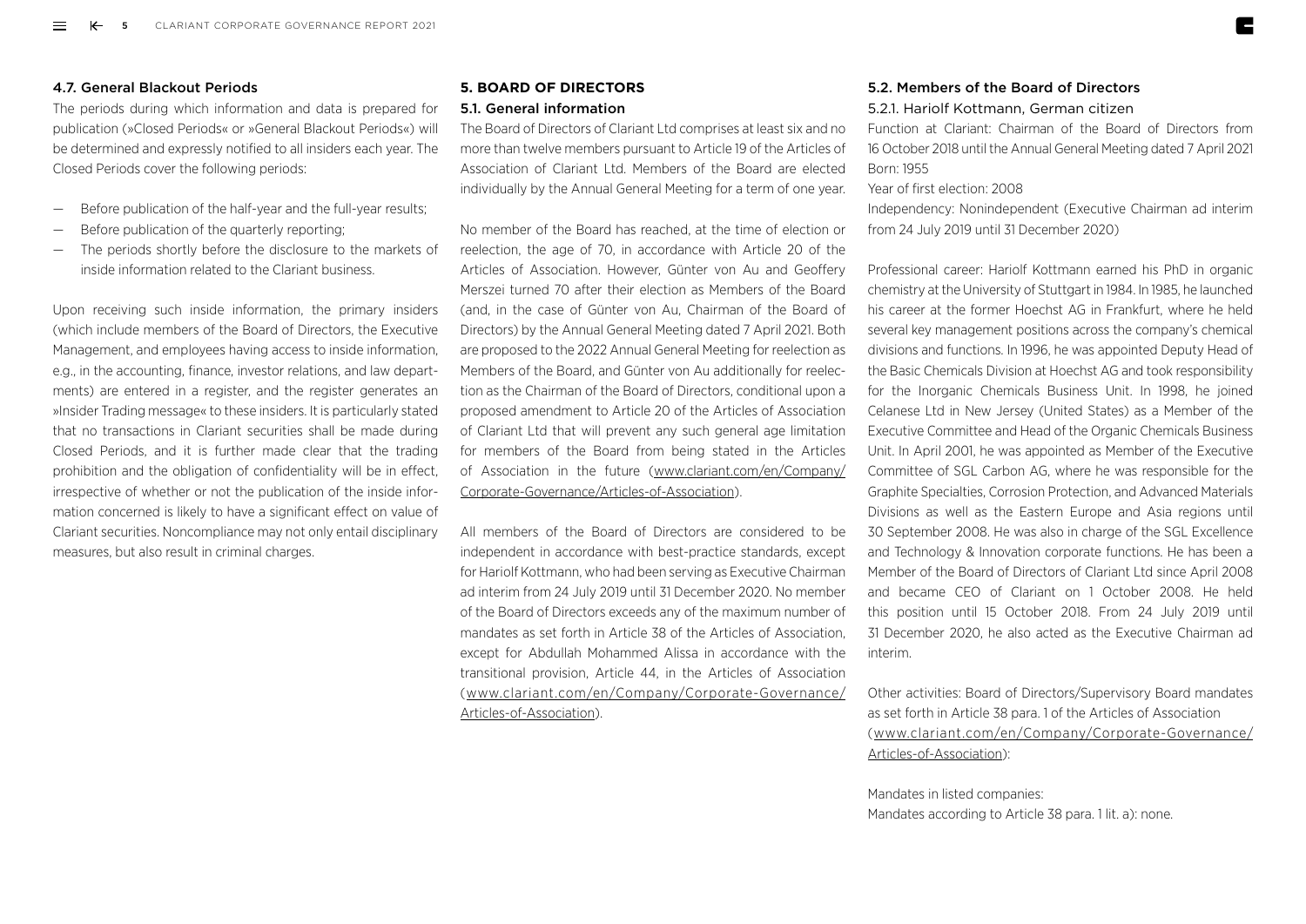### 4.7. General Blackout Periods

The periods during which information and data is prepared for publication (»Closed Periods« or »General Blackout Periods«) will be determined and expressly notified to all insiders each year. The Closed Periods cover the following periods:

- Before publication of the half-year and the full-year results;
- Before publication of the quarterly reporting;
- The periods shortly before the disclosure to the markets of inside information related to the Clariant business.

Upon receiving such inside information, the primary insiders (which include members of the Board of Directors, the Executive Management, and employees having access to inside information, e.g., in the accounting, finance, investor relations, and law departments) are entered in a register, and the register generates an »Insider Trading message« to these insiders. It is particularly stated that no transactions in Clariant securities shall be made during Closed Periods, and it is further made clear that the trading prohibition and the obligation of confidentiality will be in effect, irrespective of whether or not the publication of the inside information concerned is likely to have a significant effect on value of Clariant securities. Noncompliance may not only entail disciplinary measures, but also result in criminal charges.

## 5. BOARD OF DIRECTORS

### 5.1. General information

The Board of Directors of Clariant Ltd comprises at least six and no more than twelve members pursuant to Article 19 of the Articles of Association of Clariant Ltd. Members of the Board are elected individually by the Annual General Meeting for a term of one year.

No member of the Board has reached, at the time of election or reelection, the age of 70, in accordance with Article 20 of the Articles of Association. However, Günter von Au and Geoffery Merszei turned 70 after their election as Members of the Board (and, in the case of Günter von Au, Chairman of the Board of Directors) by the Annual General Meeting dated 7 April 2021. Both are proposed to the 2022 Annual General Meeting for reelection as Members of the Board, and Günter von Au additionally for reelection as the Chairman of the Board of Directors, conditional upon a proposed amendment to Article 20 of the Articles of Association of Clariant Ltd that will prevent any such general age limitation for members of the Board from being stated in the Articles of Association in the future (www.clariant.com/en/Company/Corporate-Governance/Articles-of-Association).

All members of the Board of Directors are considered to be independent in accordance with best-practice standards, except for Hariolf Kottmann, who had been serving as Executive Chairman ad interim from 24 July 2019 until 31 December 2020. No member of the Board of Directors exceeds any of the maximum number of mandates as set forth in Article 38 of the Articles of Association, except for Abdullah Mohammed Alissa in accordance with the transitional provision, Article 44, in the Articles of Association (www.clariant.com/en/Company/Corporate-Governance/Articles-of-Association).

### 5.2. Members of the Board of Directors

#### 5.2.1. Hariolf Kottmann, German citizen

Function at Clariant: Chairman of the Board of Directors from 16 October 2018 until the Annual General Meeting dated 7 April 2021

Born: 1955

Year of first election: 2008

Independency: Nonindependent (Executive Chairman ad interim from 24 July 2019 until 31 December 2020)

Professional career: Hariolf Kottmann earned his PhD in organic chemistry at the University of Stuttgart in 1984. In 1985, he launched his career at the former Hoechst AG in Frankfurt, where he held several key management positions across the company's chemical divisions and functions. In 1996, he was appointed Deputy Head of the Basic Chemicals Division at Hoechst AG and took responsibility for the Inorganic Chemicals Business Unit. In 1998, he joined Celanese Ltd in New Jersey (United States) as a Member of the Executive Committee and Head of the Organic Chemicals Business Unit. In April 2001, he was appointed as Member of the Executive Committee of SGL Carbon AG, where he was responsible for the Graphite Specialties, Corrosion Protection, and Advanced Materials Divisions as well as the Eastern Europe and Asia regions until 30 September 2008. He was also in charge of the SGL Excellence and Technology & Innovation corporate functions. He has been a Member of the Board of Directors of Clariant Ltd since April 2008 and became CEO of Clariant on 1 October 2008. He held this position until 15 October 2018. From 24 July 2019 until 31 December 2020, he also acted as the Executive Chairman ad interim.

Other activities: Board of Directors/Supervisory Board mandates as set forth in Article 38 para. 1 of the Articles of Association (www.clariant.com/en/Company/Corporate-Governance/Articles-of-Association):

Mandates in listed companies:
Mandates according to Article 38 para. 1 lit. a): none.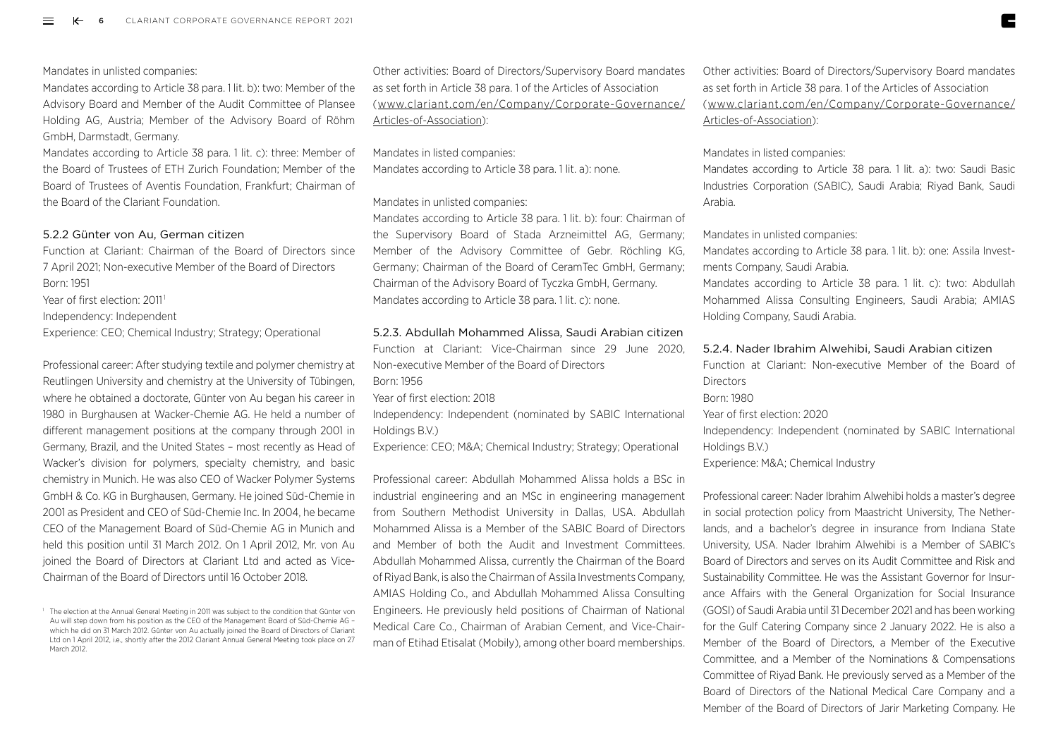Mandates in unlisted companies:

Mandates according to Article 38 para. 1 lit. b): two: Member of the Advisory Board and Member of the Audit Committee of Plansee Holding AG, Austria; Member of the Advisory Board of Röhm GmbH, Darmstadt, Germany.

Mandates according to Article 38 para. 1 lit. c): three: Member of the Board of Trustees of ETH Zurich Foundation; Member of the Board of Trustees of Aventis Foundation, Frankfurt; Chairman of the Board of the Clariant Foundation.

### 5.2.2 Günter von Au, German citizen

Function at Clariant: Chairman of the Board of Directors since 7 April 2021; Non-executive Member of the Board of Directors

Born: 1951

Year of first election: 2011[1]

Independency: Independent

Experience: CEO; Chemical Industry; Strategy; Operational

Professional career: After studying textile and polymer chemistry at Reutlingen University and chemistry at the University of Tübingen, where he obtained a doctorate, Günter von Au began his career in 1980 in Burghausen at Wacker-Chemie AG. He held a number of different management positions at the company through 2001 in Germany, Brazil, and the United States – most recently as Head of Wacker's division for polymers, specialty chemistry, and basic chemistry in Munich. He was also CEO of Wacker Polymer Systems GmbH & Co. KG in Burghausen, Germany. He joined Süd-Chemie in 2001 as President and CEO of Süd-Chemie Inc. In 2004, he became CEO of the Management Board of Süd-Chemie AG in Munich and held this position until 31 March 2012. On 1 April 2012, Mr. von Au joined the Board of Directors at Clariant Ltd and acted as Vice-Chairman of the Board of Directors until 16 October 2018.

[1] The election at the Annual General Meeting in 2011 was subject to the condition that Günter von Au will step down from his position as the CEO of the Management Board of Süd-Chemie AG – which he did on 31 March 2012. Günter von Au actually joined the Board of Directors of Clariant Ltd on 1 April 2012, i.e., shortly after the 2012 Clariant Annual General Meeting took place on 27 March 2012.

Other activities: Board of Directors/Supervisory Board mandates as set forth in Article 38 para. 1 of the Articles of Association (www.clariant.com/en/Company/Corporate-Governance/Articles-of-Association):

Mandates in listed companies:

Mandates according to Article 38 para. 1 lit. a): none.

Mandates in unlisted companies:

Mandates according to Article 38 para. 1 lit. b): four: Chairman of the Supervisory Board of Stada Arzneimittel AG, Germany; Member of the Advisory Committee of Gebr. Röchling KG, Germany; Chairman of the Board of CeramTec GmbH, Germany; Chairman of the Advisory Board of Tyczka GmbH, Germany.

Mandates according to Article 38 para. 1 lit. c): none.

### 5.2.3. Abdullah Mohammed Alissa, Saudi Arabian citizen

Function at Clariant: Vice-Chairman since 29 June 2020, Non-executive Member of the Board of Directors

Born: 1956

Year of first election: 2018

Independency: Independent (nominated by SABIC International Holdings B.V.)

Experience: CEO; M&A; Chemical Industry; Strategy; Operational

Professional career: Abdullah Mohammed Alissa holds a BSc in industrial engineering and an MSc in engineering management from Southern Methodist University in Dallas, USA. Abdullah Mohammed Alissa is a Member of the SABIC Board of Directors and Member of both the Audit and Investment Committees. Abdullah Mohammed Alissa, currently the Chairman of the Board of Riyad Bank, is also the Chairman of Assila Investments Company, AMIAS Holding Co., and Abdullah Mohammed Alissa Consulting Engineers. He previously held positions of Chairman of National Medical Care Co., Chairman of Arabian Cement, and Vice-Chairman of Etihad Etisalat (Mobily), among other board memberships.

Other activities: Board of Directors/Supervisory Board mandates as set forth in Article 38 para. 1 of the Articles of Association (www.clariant.com/en/Company/Corporate-Governance/Articles-of-Association):

Mandates in listed companies:

Mandates according to Article 38 para. 1 lit. a): two: Saudi Basic Industries Corporation (SABIC), Saudi Arabia; Riyad Bank, Saudi Arabia.

Mandates in unlisted companies:

Mandates according to Article 38 para. 1 lit. b): one: Assila Investments Company, Saudi Arabia.

Mandates according to Article 38 para. 1 lit. c): two: Abdullah Mohammed Alissa Consulting Engineers, Saudi Arabia; AMIAS Holding Company, Saudi Arabia.

### 5.2.4. Nader Ibrahim Alwehibi, Saudi Arabian citizen

Function at Clariant: Non-executive Member of the Board of Directors

Born: 1980

Year of first election: 2020

Independency: Independent (nominated by SABIC International Holdings B.V.)

Experience: M&A; Chemical Industry

Professional career: Nader Ibrahim Alwehibi holds a master's degree in social protection policy from Maastricht University, The Netherlands, and a bachelor's degree in insurance from Indiana State University, USA. Nader Ibrahim Alwehibi is a Member of SABIC's Board of Directors and serves on its Audit Committee and Risk and Sustainability Committee. He was the Assistant Governor for Insurance Affairs with the General Organization for Social Insurance (GOSI) of Saudi Arabia until 31 December 2021 and has been working for the Gulf Catering Company since 2 January 2022. He is also a Member of the Board of Directors, a Member of the Executive Committee, and a Member of the Nominations & Compensations Committee of Riyad Bank. He previously served as a Member of the Board of Directors of the National Medical Care Company and a Member of the Board of Directors of Jarir Marketing Company. He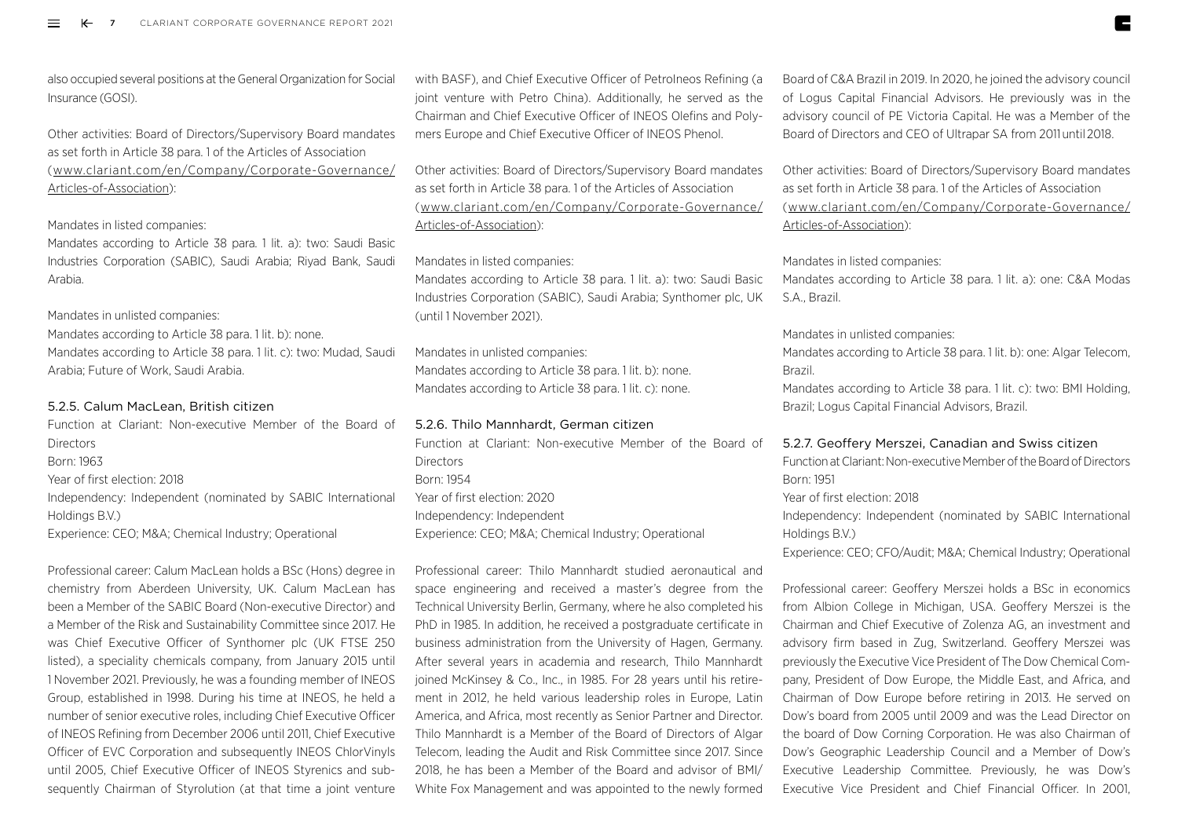also occupied several positions at the General Organization for Social Insurance (GOSI).

Other activities: Board of Directors/Supervisory Board mandates as set forth in Article 38 para. 1 of the Articles of Association ([www.clariant.com/en/Company/Corporate-Governance/Articles-of-Association](www.clariant.com/en/Company/Corporate-Governance/Articles-of-Association)):

Mandates in listed companies:
Mandates according to Article 38 para. 1 lit. a): two: Saudi Basic Industries Corporation (SABIC), Saudi Arabia; Riyad Bank, Saudi Arabia.

Mandates in unlisted companies:
Mandates according to Article 38 para. 1 lit. b): none.
Mandates according to Article 38 para. 1 lit. c): two: Mudad, Saudi Arabia; Future of Work, Saudi Arabia.

### 5.2.5. Calum MacLean, British citizen

Function at Clariant: Non-executive Member of the Board of Directors
Born: 1963
Year of first election: 2018
Independency: Independent (nominated by SABIC International Holdings B.V.)
Experience: CEO; M&A; Chemical Industry; Operational

Professional career: Calum MacLean holds a BSc (Hons) degree in chemistry from Aberdeen University, UK. Calum MacLean has been a Member of the SABIC Board (Non-executive Director) and a Member of the Risk and Sustainability Committee since 2017. He was Chief Executive Officer of Synthomer plc (UK FTSE 250 listed), a speciality chemicals company, from January 2015 until 1 November 2021. Previously, he was a founding member of INEOS Group, established in 1998. During his time at INEOS, he held a number of senior executive roles, including Chief Executive Officer of INEOS Refining from December 2006 until 2011, Chief Executive Officer of EVC Corporation and subsequently INEOS ChlorVinyls until 2005, Chief Executive Officer of INEOS Styrenics and subsequently Chairman of Styrolution (at that time a joint venture with BASF), and Chief Executive Officer of PetroIneos Refining (a joint venture with Petro China). Additionally, he served as the Chairman and Chief Executive Officer of INEOS Olefins and Polymers Europe and Chief Executive Officer of INEOS Phenol.

Other activities: Board of Directors/Supervisory Board mandates as set forth in Article 38 para. 1 of the Articles of Association ([www.clariant.com/en/Company/Corporate-Governance/Articles-of-Association](www.clariant.com/en/Company/Corporate-Governance/Articles-of-Association)):

Mandates in listed companies:
Mandates according to Article 38 para. 1 lit. a): two: Saudi Basic Industries Corporation (SABIC), Saudi Arabia; Synthomer plc, UK (until 1 November 2021).

Mandates in unlisted companies:
Mandates according to Article 38 para. 1 lit. b): none.
Mandates according to Article 38 para. 1 lit. c): none.

### 5.2.6. Thilo Mannhardt, German citizen

Function at Clariant: Non-executive Member of the Board of Directors
Born: 1954
Year of first election: 2020
Independency: Independent
Experience: CEO; M&A; Chemical Industry; Operational

Professional career: Thilo Mannhardt studied aeronautical and space engineering and received a master's degree from the Technical University Berlin, Germany, where he also completed his PhD in 1985. In addition, he received a postgraduate certificate in business administration from the University of Hagen, Germany. After several years in academia and research, Thilo Mannhardt joined McKinsey & Co., Inc., in 1985. For 28 years until his retirement in 2012, he held various leadership roles in Europe, Latin America, and Africa, most recently as Senior Partner and Director. Thilo Mannhardt is a Member of the Board of Directors of Algar Telecom, leading the Audit and Risk Committee since 2017. Since 2018, he has been a Member of the Board and advisor of BMI/White Fox Management and was appointed to the newly formed Board of C&A Brazil in 2019. In 2020, he joined the advisory council of Logus Capital Financial Advisors. He previously was in the advisory council of PE Victoria Capital. He was a Member of the Board of Directors and CEO of Ultrapar SA from 2011 until 2018.

Other activities: Board of Directors/Supervisory Board mandates as set forth in Article 38 para. 1 of the Articles of Association ([www.clariant.com/en/Company/Corporate-Governance/Articles-of-Association](www.clariant.com/en/Company/Corporate-Governance/Articles-of-Association)):

Mandates in listed companies:
Mandates according to Article 38 para. 1 lit. a): one: C&A Modas S.A., Brazil.

Mandates in unlisted companies:
Mandates according to Article 38 para. 1 lit. b): one: Algar Telecom, Brazil.
Mandates according to Article 38 para. 1 lit. c): two: BMI Holding, Brazil; Logus Capital Financial Advisors, Brazil.

### 5.2.7. Geoffery Merszei, Canadian and Swiss citizen

Function at Clariant: Non-executive Member of the Board of Directors
Born: 1951
Year of first election: 2018
Independency: Independent (nominated by SABIC International Holdings B.V.)
Experience: CEO; CFO/Audit; M&A; Chemical Industry; Operational

Professional career: Geoffery Merszei holds a BSc in economics from Albion College in Michigan, USA. Geoffery Merszei is the Chairman and Chief Executive of Zolenza AG, an investment and advisory firm based in Zug, Switzerland. Geoffery Merszei was previously the Executive Vice President of The Dow Chemical Company, President of Dow Europe, the Middle East, and Africa, and Chairman of Dow Europe before retiring in 2013. He served on Dow's board from 2005 until 2009 and was the Lead Director on the board of Dow Corning Corporation. He was also Chairman of Dow's Geographic Leadership Council and a Member of Dow's Executive Leadership Committee. Previously, he was Dow's Executive Vice President and Chief Financial Officer. In 2001,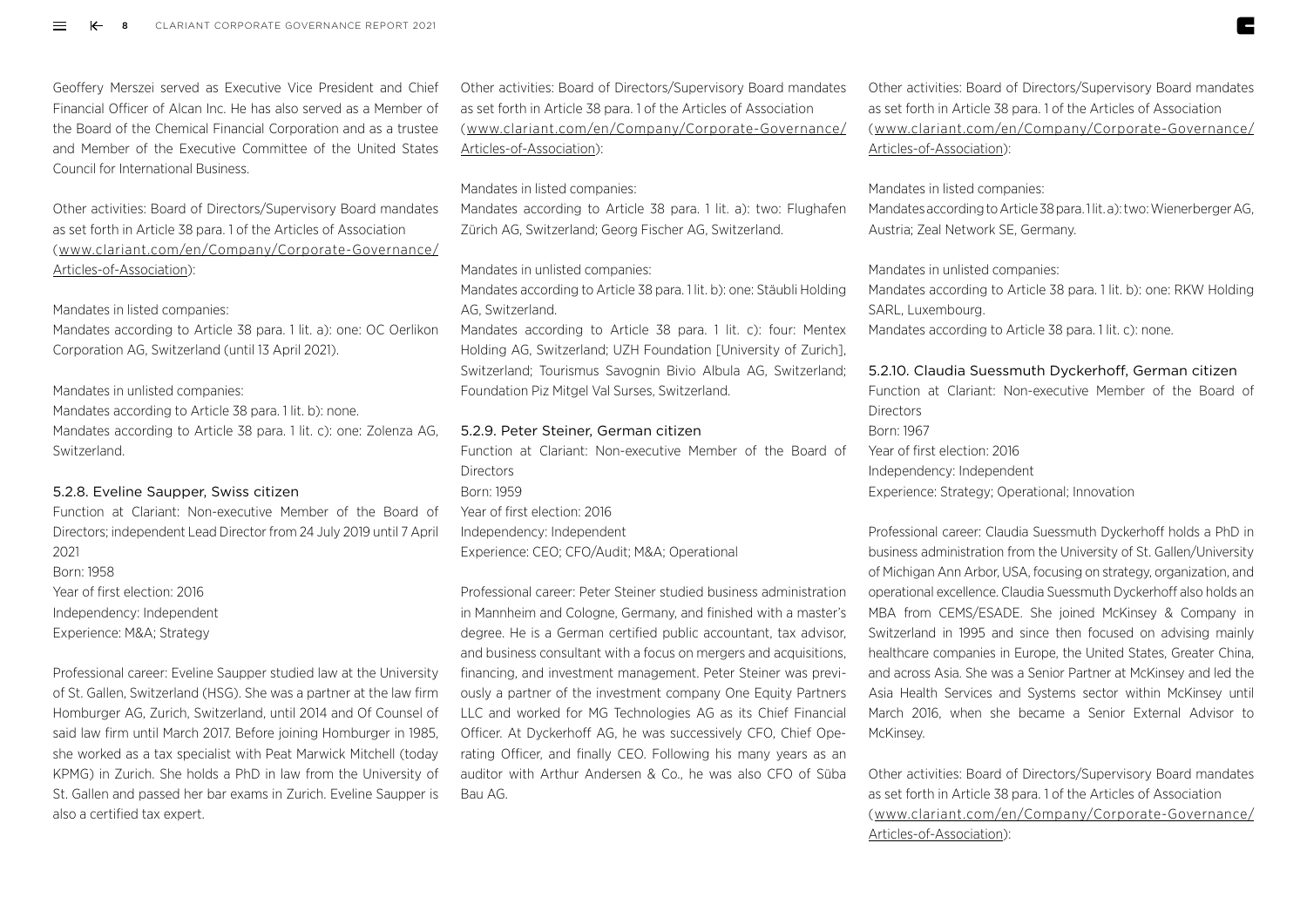Geoffery Merszei served as Executive Vice President and Chief Financial Officer of Alcan Inc. He has also served as a Member of the Board of the Chemical Financial Corporation and as a trustee and Member of the Executive Committee of the United States Council for International Business.

Other activities: Board of Directors/Supervisory Board mandates as set forth in Article 38 para. 1 of the Articles of Association (www.clariant.com/en/Company/Corporate-Governance/Articles-of-Association):

Mandates in listed companies:
Mandates according to Article 38 para. 1 lit. a): one: OC Oerlikon Corporation AG, Switzerland (until 13 April 2021).

Mandates in unlisted companies:
Mandates according to Article 38 para. 1 lit. b): none.
Mandates according to Article 38 para. 1 lit. c): one: Zolenza AG, Switzerland.

### 5.2.8. Eveline Saupper, Swiss citizen

Function at Clariant: Non-executive Member of the Board of Directors; independent Lead Director from 24 July 2019 until 7 April 2021
Born: 1958
Year of first election: 2016
Independency: Independent
Experience: M&A; Strategy

Professional career: Eveline Saupper studied law at the University of St. Gallen, Switzerland (HSG). She was a partner at the law firm Homburger AG, Zurich, Switzerland, until 2014 and Of Counsel of said law firm until March 2017. Before joining Homburger in 1985, she worked as a tax specialist with Peat Marwick Mitchell (today KPMG) in Zurich. She holds a PhD in law from the University of St. Gallen and passed her bar exams in Zurich. Eveline Saupper is also a certified tax expert.

Other activities: Board of Directors/Supervisory Board mandates as set forth in Article 38 para. 1 of the Articles of Association (www.clariant.com/en/Company/Corporate-Governance/Articles-of-Association):

Mandates in listed companies:
Mandates according to Article 38 para. 1 lit. a): two: Flughafen Zürich AG, Switzerland; Georg Fischer AG, Switzerland.

Mandates in unlisted companies:
Mandates according to Article 38 para. 1 lit. b): one: Stäubli Holding AG, Switzerland.
Mandates according to Article 38 para. 1 lit. c): four: Mentex Holding AG, Switzerland; UZH Foundation [University of Zurich], Switzerland; Tourismus Savognin Bivio Albula AG, Switzerland; Foundation Piz Mitgel Val Surses, Switzerland.

### 5.2.9. Peter Steiner, German citizen

Function at Clariant: Non-executive Member of the Board of Directors
Born: 1959
Year of first election: 2016
Independency: Independent
Experience: CEO; CFO/Audit; M&A; Operational

Professional career: Peter Steiner studied business administration in Mannheim and Cologne, Germany, and finished with a master's degree. He is a German certified public accountant, tax advisor, and business consultant with a focus on mergers and acquisitions, financing, and investment management. Peter Steiner was previously a partner of the investment company One Equity Partners LLC and worked for MG Technologies AG as its Chief Financial Officer. At Dyckerhoff AG, he was successively CFO, Chief Operating Officer, and finally CEO. Following his many years as an auditor with Arthur Andersen & Co., he was also CFO of Süba Bau AG.

Other activities: Board of Directors/Supervisory Board mandates as set forth in Article 38 para. 1 of the Articles of Association (www.clariant.com/en/Company/Corporate-Governance/Articles-of-Association):

Mandates in listed companies:
Mandates according to Article 38 para. 1 lit. a): two: Wienerberger AG, Austria; Zeal Network SE, Germany.

Mandates in unlisted companies:
Mandates according to Article 38 para. 1 lit. b): one: RKW Holding SARL, Luxembourg.
Mandates according to Article 38 para. 1 lit. c): none.

### 5.2.10. Claudia Suessmuth Dyckerhoff, German citizen

Function at Clariant: Non-executive Member of the Board of Directors
Born: 1967
Year of first election: 2016
Independency: Independent
Experience: Strategy; Operational; Innovation

Professional career: Claudia Suessmuth Dyckerhoff holds a PhD in business administration from the University of St. Gallen/University of Michigan Ann Arbor, USA, focusing on strategy, organization, and operational excellence. Claudia Suessmuth Dyckerhoff also holds an MBA from CEMS/ESADE. She joined McKinsey & Company in Switzerland in 1995 and since then focused on advising mainly healthcare companies in Europe, the United States, Greater China, and across Asia. She was a Senior Partner at McKinsey and led the Asia Health Services and Systems sector within McKinsey until March 2016, when she became a Senior External Advisor to McKinsey.

Other activities: Board of Directors/Supervisory Board mandates as set forth in Article 38 para. 1 of the Articles of Association (www.clariant.com/en/Company/Corporate-Governance/Articles-of-Association):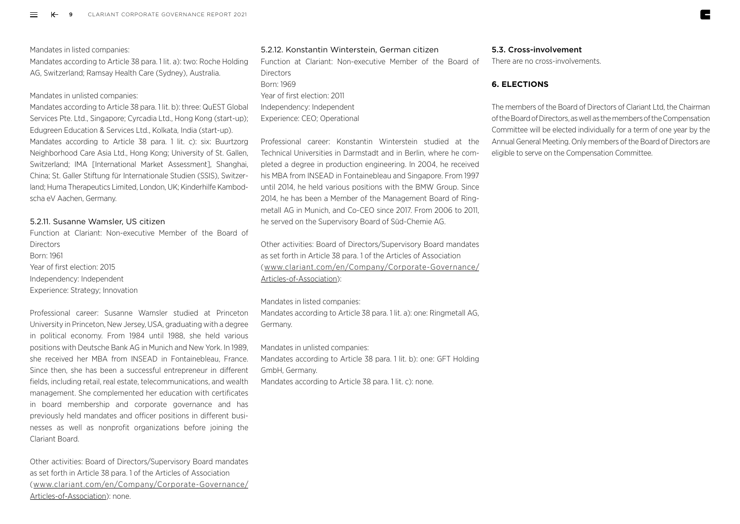Mandates in listed companies:

Mandates according to Article 38 para. 1 lit. a): two: Roche Holding AG, Switzerland; Ramsay Health Care (Sydney), Australia.

Mandates in unlisted companies:

Mandates according to Article 38 para. 1 lit. b): three: QuEST Global Services Pte. Ltd., Singapore; Cyrcadia Ltd., Hong Kong (start-up); Edugreen Education & Services Ltd., Kolkata, India (start-up).

Mandates according to Article 38 para. 1 lit. c): six: Buurtzorg Neighborhood Care Asia Ltd., Hong Kong; University of St. Gallen, Switzerland; IMA [International Market Assessment], Shanghai, China; St. Galler Stiftung für Internationale Studien (SSIS), Switzerland; Huma Therapeutics Limited, London, UK; Kinderhilfe Kambodscha eV Aachen, Germany.

### 5.2.11. Susanne Wamsler, US citizen

Function at Clariant: Non-executive Member of the Board of Directors
Born: 1961
Year of first election: 2015
Independency: Independent
Experience: Strategy; Innovation

Professional career: Susanne Wamsler studied at Princeton University in Princeton, New Jersey, USA, graduating with a degree in political economy. From 1984 until 1988, she held various positions with Deutsche Bank AG in Munich and New York. In 1989, she received her MBA from INSEAD in Fontainebleau, France. Since then, she has been a successful entrepreneur in different fields, including retail, real estate, telecommunications, and wealth management. She complemented her education with certificates in board membership and corporate governance and has previously held mandates and officer positions in different businesses as well as nonprofit organizations before joining the Clariant Board.

Other activities: Board of Directors/Supervisory Board mandates as set forth in Article 38 para. 1 of the Articles of Association (www.clariant.com/en/Company/Corporate-Governance/Articles-of-Association): none.

### 5.2.12. Konstantin Winterstein, German citizen

Function at Clariant: Non-executive Member of the Board of Directors
Born: 1969
Year of first election: 2011
Independency: Independent
Experience: CEO; Operational

Professional career: Konstantin Winterstein studied at the Technical Universities in Darmstadt and in Berlin, where he completed a degree in production engineering. In 2004, he received his MBA from INSEAD in Fontainebleau and Singapore. From 1997 until 2014, he held various positions with the BMW Group. Since 2014, he has been a Member of the Management Board of Ringmetall AG in Munich, and Co-CEO since 2017. From 2006 to 2011, he served on the Supervisory Board of Süd-Chemie AG.

Other activities: Board of Directors/Supervisory Board mandates as set forth in Article 38 para. 1 of the Articles of Association (www.clariant.com/en/Company/Corporate-Governance/Articles-of-Association):

Mandates in listed companies:

Mandates according to Article 38 para. 1 lit. a): one: Ringmetall AG, Germany.

Mandates in unlisted companies:

Mandates according to Article 38 para. 1 lit. b): one: GFT Holding GmbH, Germany.

Mandates according to Article 38 para. 1 lit. c): none.

### 5.3. Cross-involvement

There are no cross-involvements.

## 6. ELECTIONS

The members of the Board of Directors of Clariant Ltd, the Chairman of the Board of Directors, as well as the members of the Compensation Committee will be elected individually for a term of one year by the Annual General Meeting. Only members of the Board of Directors are eligible to serve on the Compensation Committee.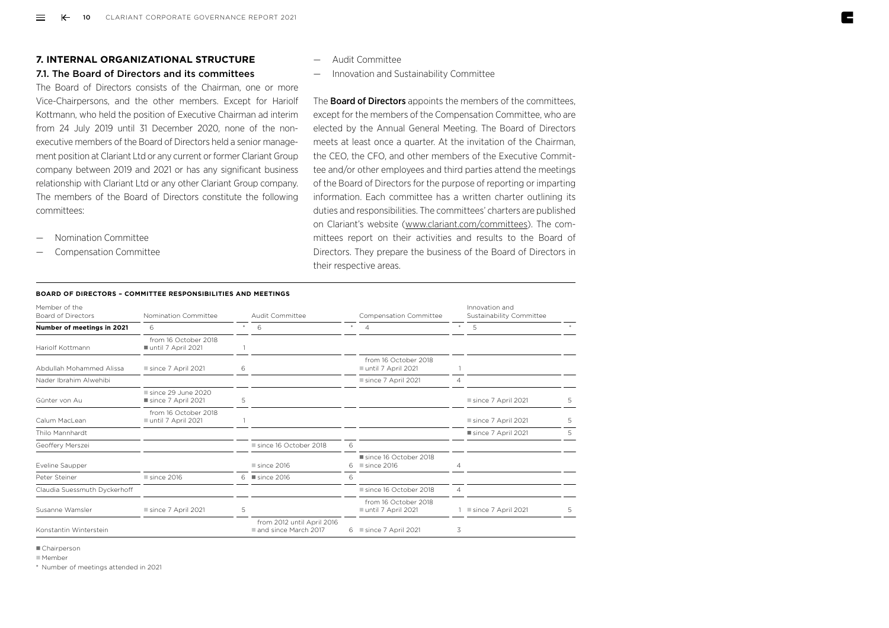## 7. INTERNAL ORGANIZATIONAL STRUCTURE

### 7.1. The Board of Directors and its committees

The Board of Directors consists of the Chairman, one or more Vice-Chairpersons, and the other members. Except for Hariolf Kottmann, who held the position of Executive Chairman ad interim from 24 July 2019 until 31 December 2020, none of the non-executive members of the Board of Directors held a senior management position at Clariant Ltd or any current or former Clariant Group company between 2019 and 2021 or has any significant business relationship with Clariant Ltd or any other Clariant Group company. The members of the Board of Directors constitute the following committees:

- Nomination Committee
- Compensation Committee
- Audit Committee
- Innovation and Sustainability Committee

The **Board of Directors** appoints the members of the committees, except for the members of the Compensation Committee, who are elected by the Annual General Meeting. The Board of Directors meets at least once a quarter. At the invitation of the Chairman, the CEO, the CFO, and other members of the Executive Committee and/or other employees and third parties attend the meetings of the Board of Directors for the purpose of reporting or imparting information. Each committee has a written charter outlining its duties and responsibilities. The committees' charters are published on Clariant's website (www.clariant.com/committees). The committees report on their activities and results to the Board of Directors. They prepare the business of the Board of Directors in their respective areas.

**BOARD OF DIRECTORS – COMMITTEE RESPONSIBILITIES AND MEETINGS**

| Member of the Board of Directors | Nomination Committee | | Audit Committee | | Compensation Committee | | Innovation and Sustainability Committee | |
|---|---|---|---|---|---|---|---|---|
| **Number of meetings in 2021** | 6 | * | 6 | * | 4 | * | 5 | * |
| Hariolf Kottmann | from 16 October 2018 ■ until 7 April 2021 | 1 | | | | | | |
| Abdullah Mohammed Alissa | □ since 7 April 2021 | 6 | | | from 16 October 2018 □ until 7 April 2021 | 1 | | |
| Nader Ibrahim Alwehibi | | | | | □ since 7 April 2021 | 4 | | |
| Günter von Au | □ since 29 June 2020 ■ since 7 April 2021 | 5 | | | | | □ since 7 April 2021 | 5 |
| Calum MacLean | from 16 October 2018 □ until 7 April 2021 | 1 | | | | | □ since 7 April 2021 | 5 |
| Thilo Mannhardt | | | | | | | ■ since 7 April 2021 | 5 |
| Geoffery Merszei | | | □ since 16 October 2018 | 6 | | | | |
| Eveline Saupper | | | □ since 2016 | 6 | ■ since 16 October 2018 □ since 2016 | 4 | | |
| Peter Steiner | □ since 2016 | 6 | ■ since 2016 | 6 | | | | |
| Claudia Suessmuth Dyckerhoff | | | | | □ since 16 October 2018 | 4 | | |
| Susanne Wamsler | □ since 7 April 2021 | 5 | | | from 16 October 2018 □ until 7 April 2021 | 1 | □ since 7 April 2021 | 5 |
| Konstantin Winterstein | | | from 2012 until April 2016 □ and since March 2017 | 6 | □ since 7 April 2021 | 3 | | |

■ Chairperson

□ Member

\* Number of meetings attended in 2021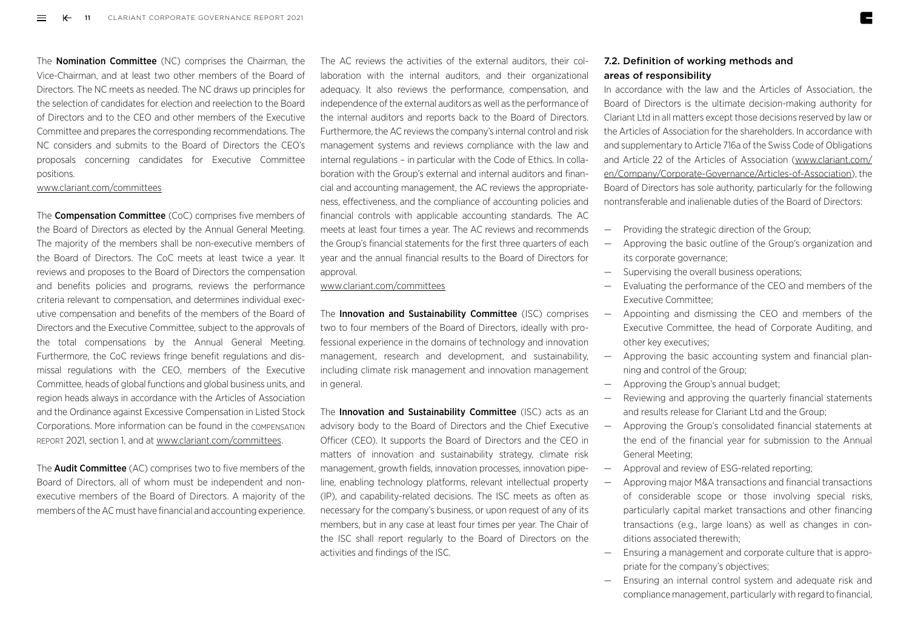The **Nomination Committee** (NC) comprises the Chairman, the Vice-Chairman, and at least two other members of the Board of Directors. The NC meets as needed. The NC draws up principles for the selection of candidates for election and reelection to the Board of Directors and to the CEO and other members of the Executive Committee and prepares the corresponding recommendations. The NC considers and submits to the Board of Directors the CEO's proposals concerning candidates for Executive Committee positions.

www.clariant.com/committees

The **Compensation Committee** (CoC) comprises five members of the Board of Directors as elected by the Annual General Meeting. The majority of the members shall be non-executive members of the Board of Directors. The CoC meets at least twice a year. It reviews and proposes to the Board of Directors the compensation and benefits policies and programs, reviews the performance criteria relevant to compensation, and determines individual executive compensation and benefits of the members of the Board of Directors and the Executive Committee, subject to the approvals of the total compensations by the Annual General Meeting. Furthermore, the CoC reviews fringe benefit regulations and dismissal regulations with the CEO, members of the Executive Committee, heads of global functions and global business units, and region heads always in accordance with the Articles of Association and the Ordinance against Excessive Compensation in Listed Stock Corporations. More information can be found in the COMPENSATION REPORT 2021, section 1, and at www.clariant.com/committees.

The **Audit Committee** (AC) comprises two to five members of the Board of Directors, all of whom must be independent and non-executive members of the Board of Directors. A majority of the members of the AC must have financial and accounting experience. The AC reviews the activities of the external auditors, their collaboration with the internal auditors, and their organizational adequacy. It also reviews the performance, compensation, and independence of the external auditors as well as the performance of the internal auditors and reports back to the Board of Directors. Furthermore, the AC reviews the company's internal control and risk management systems and reviews compliance with the law and internal regulations – in particular with the Code of Ethics. In collaboration with the Group's external and internal auditors and financial and accounting management, the AC reviews the appropriateness, effectiveness, and the compliance of accounting policies and financial controls with applicable accounting standards. The AC meets at least four times a year. The AC reviews and recommends the Group's financial statements for the first three quarters of each year and the annual financial results to the Board of Directors for approval.

www.clariant.com/committees

The **Innovation and Sustainability Committee** (ISC) comprises two to four members of the Board of Directors, ideally with professional experience in the domains of technology and innovation management, research and development, and sustainability, including climate risk management and innovation management in general.

The **Innovation and Sustainability Committee** (ISC) acts as an advisory body to the Board of Directors and the Chief Executive Officer (CEO). It supports the Board of Directors and the CEO in matters of innovation and sustainability strategy, climate risk management, growth fields, innovation processes, innovation pipeline, enabling technology platforms, relevant intellectual property (IP), and capability-related decisions. The ISC meets as often as necessary for the company's business, or upon request of any of its members, but in any case at least four times per year. The Chair of the ISC shall report regularly to the Board of Directors on the activities and findings of the ISC.

## 7.2. Definition of working methods and areas of responsibility

In accordance with the law and the Articles of Association, the Board of Directors is the ultimate decision-making authority for Clariant Ltd in all matters except those decisions reserved by law or the Articles of Association for the shareholders. In accordance with and supplementary to Article 716a of the Swiss Code of Obligations and Article 22 of the Articles of Association (www.clariant.com/en/Company/Corporate-Governance/Articles-of-Association), the Board of Directors has sole authority, particularly for the following nontransferable and inalienable duties of the Board of Directors:

- Providing the strategic direction of the Group;
- Approving the basic outline of the Group's organization and its corporate governance;
- Supervising the overall business operations;
- Evaluating the performance of the CEO and members of the Executive Committee;
- Appointing and dismissing the CEO and members of the Executive Committee, the head of Corporate Auditing, and other key executives;
- Approving the basic accounting system and financial planning and control of the Group;
- Approving the Group's annual budget;
- Reviewing and approving the quarterly financial statements and results release for Clariant Ltd and the Group;
- Approving the Group's consolidated financial statements at the end of the financial year for submission to the Annual General Meeting;
- Approval and review of ESG-related reporting;
- Approving major M&A transactions and financial transactions of considerable scope or those involving special risks, particularly capital market transactions and other financing transactions (e.g., large loans) as well as changes in conditions associated therewith;
- Ensuring a management and corporate culture that is appropriate for the company's objectives;
- Ensuring an internal control system and adequate risk and compliance management, particularly with regard to financial,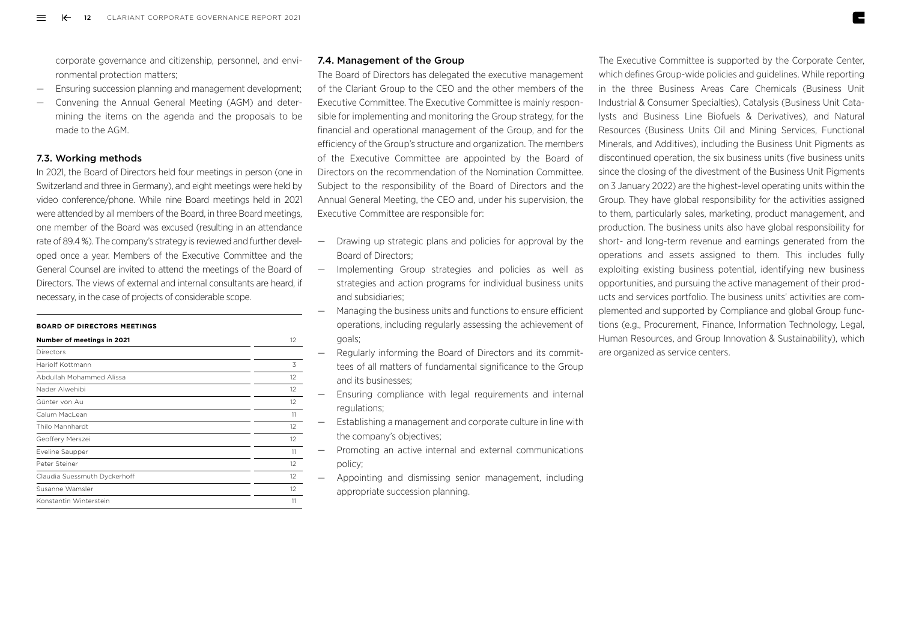corporate governance and citizenship, personnel, and environmental protection matters;

- Ensuring succession planning and management development;
- Convening the Annual General Meeting (AGM) and determining the items on the agenda and the proposals to be made to the AGM.

### 7.3. Working methods

In 2021, the Board of Directors held four meetings in person (one in Switzerland and three in Germany), and eight meetings were held by video conference/phone. While nine Board meetings held in 2021 were attended by all members of the Board, in three Board meetings, one member of the Board was excused (resulting in an attendance rate of 89.4 %). The company's strategy is reviewed and further developed once a year. Members of the Executive Committee and the General Counsel are invited to attend the meetings of the Board of Directors. The views of external and internal consultants are heard, if necessary, in the case of projects of considerable scope.

**BOARD OF DIRECTORS MEETINGS**

| **Number of meetings in 2021** | 12 |
|---|---|
| Directors | |
| Hariolf Kottmann | 3 |
| Abdullah Mohammed Alissa | 12 |
| Nader Alwehibi | 12 |
| Günter von Au | 12 |
| Calum MacLean | 11 |
| Thilo Mannhardt | 12 |
| Geoffery Merszei | 12 |
| Eveline Saupper | 11 |
| Peter Steiner | 12 |
| Claudia Suessmuth Dyckerhoff | 12 |
| Susanne Wamsler | 12 |
| Konstantin Winterstein | 11 |

### 7.4. Management of the Group

The Board of Directors has delegated the executive management of the Clariant Group to the CEO and the other members of the Executive Committee. The Executive Committee is mainly responsible for implementing and monitoring the Group strategy, for the financial and operational management of the Group, and for the efficiency of the Group's structure and organization. The members of the Executive Committee are appointed by the Board of Directors on the recommendation of the Nomination Committee. Subject to the responsibility of the Board of Directors and the Annual General Meeting, the CEO and, under his supervision, the Executive Committee are responsible for:

- Drawing up strategic plans and policies for approval by the Board of Directors;
- Implementing Group strategies and policies as well as strategies and action programs for individual business units and subsidiaries;
- Managing the business units and functions to ensure efficient operations, including regularly assessing the achievement of goals;
- Regularly informing the Board of Directors and its committees of all matters of fundamental significance to the Group and its businesses;
- Ensuring compliance with legal requirements and internal regulations;
- Establishing a management and corporate culture in line with the company's objectives;
- Promoting an active internal and external communications policy;
- Appointing and dismissing senior management, including appropriate succession planning.

The Executive Committee is supported by the Corporate Center, which defines Group-wide policies and guidelines. While reporting in the three Business Areas Care Chemicals (Business Unit Industrial & Consumer Specialties), Catalysis (Business Unit Catalysts and Business Line Biofuels & Derivatives), and Natural Resources (Business Units Oil and Mining Services, Functional Minerals, and Additives), including the Business Unit Pigments as discontinued operation, the six business units (five business units since the closing of the divestment of the Business Unit Pigments on 3 January 2022) are the highest-level operating units within the Group. They have global responsibility for the activities assigned to them, particularly sales, marketing, product management, and production. The business units also have global responsibility for short- and long-term revenue and earnings generated from the operations and assets assigned to them. This includes fully exploiting existing business potential, identifying new business opportunities, and pursuing the active management of their products and services portfolio. The business units' activities are complemented and supported by Compliance and global Group functions (e.g., Procurement, Finance, Information Technology, Legal, Human Resources, and Group Innovation & Sustainability), which are organized as service centers.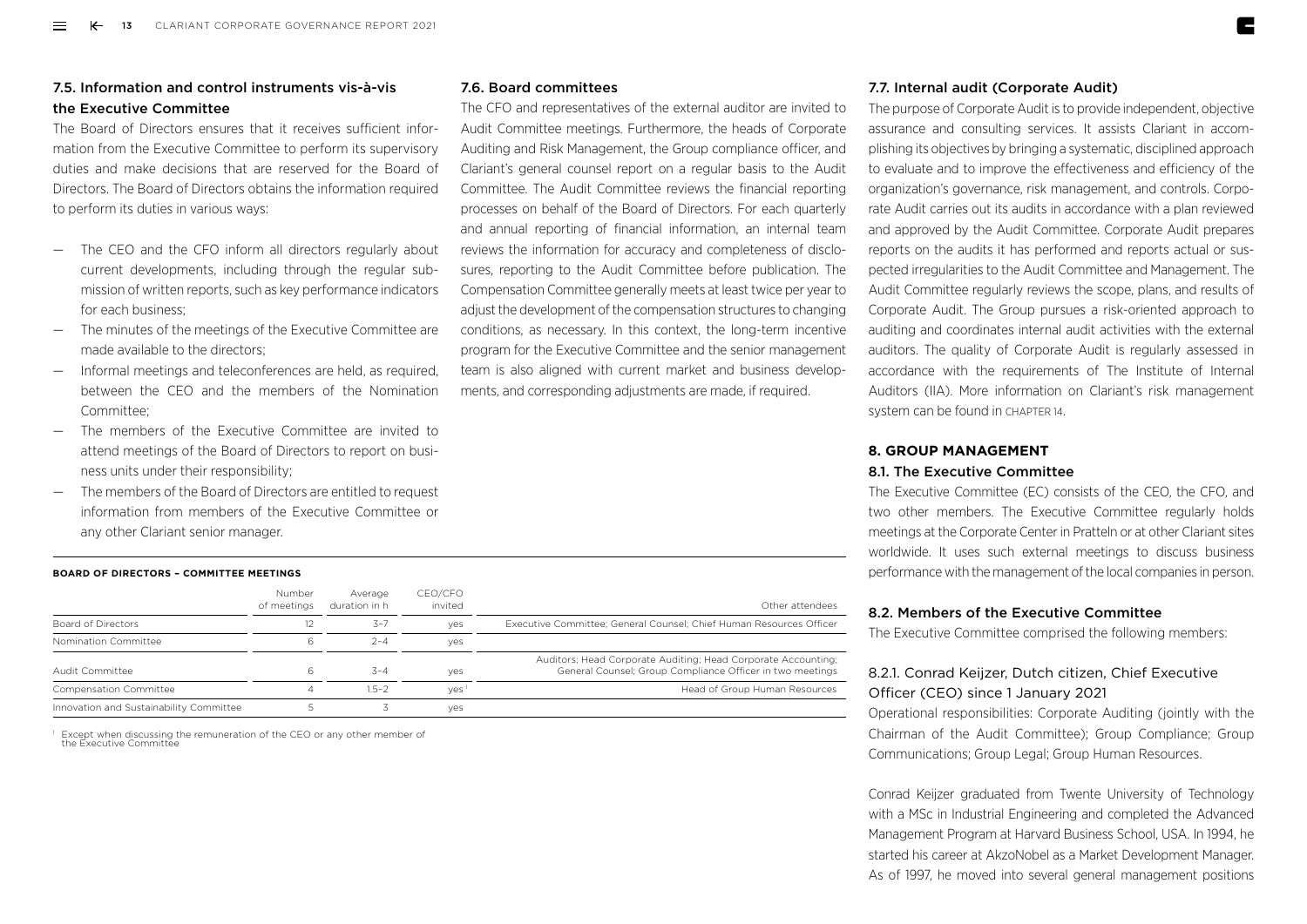### 7.5. Information and control instruments vis-à-vis the Executive Committee

The Board of Directors ensures that it receives sufficient information from the Executive Committee to perform its supervisory duties and make decisions that are reserved for the Board of Directors. The Board of Directors obtains the information required to perform its duties in various ways:

- The CEO and the CFO inform all directors regularly about current developments, including through the regular submission of written reports, such as key performance indicators for each business;
- The minutes of the meetings of the Executive Committee are made available to the directors;
- Informal meetings and teleconferences are held, as required, between the CEO and the members of the Nomination Committee;
- The members of the Executive Committee are invited to attend meetings of the Board of Directors to report on business units under their responsibility;
- The members of the Board of Directors are entitled to request information from members of the Executive Committee or any other Clariant senior manager.

### 7.6. Board committees

The CFO and representatives of the external auditor are invited to Audit Committee meetings. Furthermore, the heads of Corporate Auditing and Risk Management, the Group compliance officer, and Clariant's general counsel report on a regular basis to the Audit Committee. The Audit Committee reviews the financial reporting processes on behalf of the Board of Directors. For each quarterly and annual reporting of financial information, an internal team reviews the information for accuracy and completeness of disclosures, reporting to the Audit Committee before publication. The Compensation Committee generally meets at least twice per year to adjust the development of the compensation structures to changing conditions, as necessary. In this context, the long-term incentive program for the Executive Committee and the senior management team is also aligned with current market and business developments, and corresponding adjustments are made, if required.

**BOARD OF DIRECTORS – COMMITTEE MEETINGS**

| | Number of meetings | Average duration in h | CEO/CFO invited | Other attendees |
|---|---|---|---|---|
| Board of Directors | 12 | 3–7 | yes | Executive Committee; General Counsel; Chief Human Resources Officer |
| Nomination Committee | 6 | 2–4 | yes | |
| Audit Committee | 6 | 3–4 | yes | Auditors; Head Corporate Auditing; Head Corporate Accounting; General Counsel; Group Compliance Officer in two meetings |
| Compensation Committee | 4 | 1.5–2 | yes [1] | Head of Group Human Resources |
| Innovation and Sustainability Committee | 5 | 3 | yes | |

[1] Except when discussing the remuneration of the CEO or any other member of the Executive Committee

### 7.7. Internal audit (Corporate Audit)

The purpose of Corporate Audit is to provide independent, objective assurance and consulting services. It assists Clariant in accomplishing its objectives by bringing a systematic, disciplined approach to evaluate and to improve the effectiveness and efficiency of the organization's governance, risk management, and controls. Corporate Audit carries out its audits in accordance with a plan reviewed and approved by the Audit Committee. Corporate Audit prepares reports on the audits it has performed and reports actual or suspected irregularities to the Audit Committee and Management. The Audit Committee regularly reviews the scope, plans, and results of Corporate Audit. The Group pursues a risk-oriented approach to auditing and coordinates internal audit activities with the external auditors. The quality of Corporate Audit is regularly assessed in accordance with the requirements of The Institute of Internal Auditors (IIA). More information on Clariant's risk management system can be found in CHAPTER 14.

## 8. GROUP MANAGEMENT

### 8.1. The Executive Committee

The Executive Committee (EC) consists of the CEO, the CFO, and two other members. The Executive Committee regularly holds meetings at the Corporate Center in Pratteln or at other Clariant sites worldwide. It uses such external meetings to discuss business performance with the management of the local companies in person.

### 8.2. Members of the Executive Committee

The Executive Committee comprised the following members:

#### 8.2.1. Conrad Keijzer, Dutch citizen, Chief Executive Officer (CEO) since 1 January 2021

Operational responsibilities: Corporate Auditing (jointly with the Chairman of the Audit Committee); Group Compliance; Group Communications; Group Legal; Group Human Resources.

Conrad Keijzer graduated from Twente University of Technology with a MSc in Industrial Engineering and completed the Advanced Management Program at Harvard Business School, USA. In 1994, he started his career at AkzoNobel as a Market Development Manager. As of 1997, he moved into several general management positions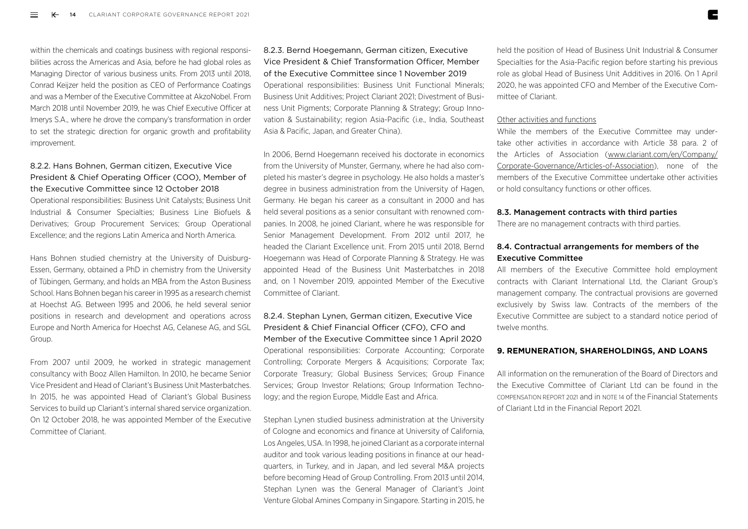within the chemicals and coatings business with regional responsibilities across the Americas and Asia, before he had global roles as Managing Director of various business units. From 2013 until 2018, Conrad Keijzer held the position as CEO of Performance Coatings and was a Member of the Executive Committee at AkzoNobel. From March 2018 until November 2019, he was Chief Executive Officer at Imerys S.A., where he drove the company's transformation in order to set the strategic direction for organic growth and profitability improvement.

### 8.2.2. Hans Bohnen, German citizen, Executive Vice President & Chief Operating Officer (COO), Member of the Executive Committee since 12 October 2018

Operational responsibilities: Business Unit Catalysts; Business Unit Industrial & Consumer Specialties; Business Line Biofuels & Derivatives; Group Procurement Services; Group Operational Excellence; and the regions Latin America and North America.

Hans Bohnen studied chemistry at the University of Duisburg-Essen, Germany, obtained a PhD in chemistry from the University of Tübingen, Germany, and holds an MBA from the Aston Business School. Hans Bohnen began his career in 1995 as a research chemist at Hoechst AG. Between 1995 and 2006, he held several senior positions in research and development and operations across Europe and North America for Hoechst AG, Celanese AG, and SGL Group.

From 2007 until 2009, he worked in strategic management consultancy with Booz Allen Hamilton. In 2010, he became Senior Vice President and Head of Clariant's Business Unit Masterbatches. In 2015, he was appointed Head of Clariant's Global Business Services to build up Clariant's internal shared service organization. On 12 October 2018, he was appointed Member of the Executive Committee of Clariant.

### 8.2.3. Bernd Hoegemann, German citizen, Executive Vice President & Chief Transformation Officer, Member of the Executive Committee since 1 November 2019

Operational responsibilities: Business Unit Functional Minerals; Business Unit Additives; Project Clariant 2021; Divestment of Business Unit Pigments; Corporate Planning & Strategy; Group Innovation & Sustainability; region Asia-Pacific (i.e., India, Southeast Asia & Pacific, Japan, and Greater China).

In 2006, Bernd Hoegemann received his doctorate in economics from the University of Munster, Germany, where he had also completed his master's degree in psychology. He also holds a master's degree in business administration from the University of Hagen, Germany. He began his career as a consultant in 2000 and has held several positions as a senior consultant with renowned companies. In 2008, he joined Clariant, where he was responsible for Senior Management Development. From 2012 until 2017, he headed the Clariant Excellence unit. From 2015 until 2018, Bernd Hoegemann was Head of Corporate Planning & Strategy. He was appointed Head of the Business Unit Masterbatches in 2018 and, on 1 November 2019, appointed Member of the Executive Committee of Clariant.

### 8.2.4. Stephan Lynen, German citizen, Executive Vice President & Chief Financial Officer (CFO), CFO and Member of the Executive Committee since 1 April 2020

Operational responsibilities: Corporate Accounting; Corporate Controlling; Corporate Mergers & Acquisitions; Corporate Tax; Corporate Treasury; Global Business Services; Group Finance Services; Group Investor Relations; Group Information Technology; and the region Europe, Middle East and Africa.

Stephan Lynen studied business administration at the University of Cologne and economics and finance at University of California, Los Angeles, USA. In 1998, he joined Clariant as a corporate internal auditor and took various leading positions in finance at our headquarters, in Turkey, and in Japan, and led several M&A projects before becoming Head of Group Controlling. From 2013 until 2014, Stephan Lynen was the General Manager of Clariant's Joint Venture Global Amines Company in Singapore. Starting in 2015, he held the position of Head of Business Unit Industrial & Consumer Specialties for the Asia-Pacific region before starting his previous role as global Head of Business Unit Additives in 2016. On 1 April 2020, he was appointed CFO and Member of the Executive Committee of Clariant.

Other activities and functions

While the members of the Executive Committee may undertake other activities in accordance with Article 38 para. 2 of the Articles of Association (www.clariant.com/en/Company/Corporate-Governance/Articles-of-Association), none of the members of the Executive Committee undertake other activities or hold consultancy functions or other offices.

### 8.3. Management contracts with third parties

There are no management contracts with third parties.

### 8.4. Contractual arrangements for members of the Executive Committee

All members of the Executive Committee hold employment contracts with Clariant International Ltd, the Clariant Group's management company. The contractual provisions are governed exclusively by Swiss law. Contracts of the members of the Executive Committee are subject to a standard notice period of twelve months.

## 9. REMUNERATION, SHAREHOLDINGS, AND LOANS

All information on the remuneration of the Board of Directors and the Executive Committee of Clariant Ltd can be found in the COMPENSATION REPORT 2021 and in NOTE 14 of the Financial Statements of Clariant Ltd in the Financial Report 2021.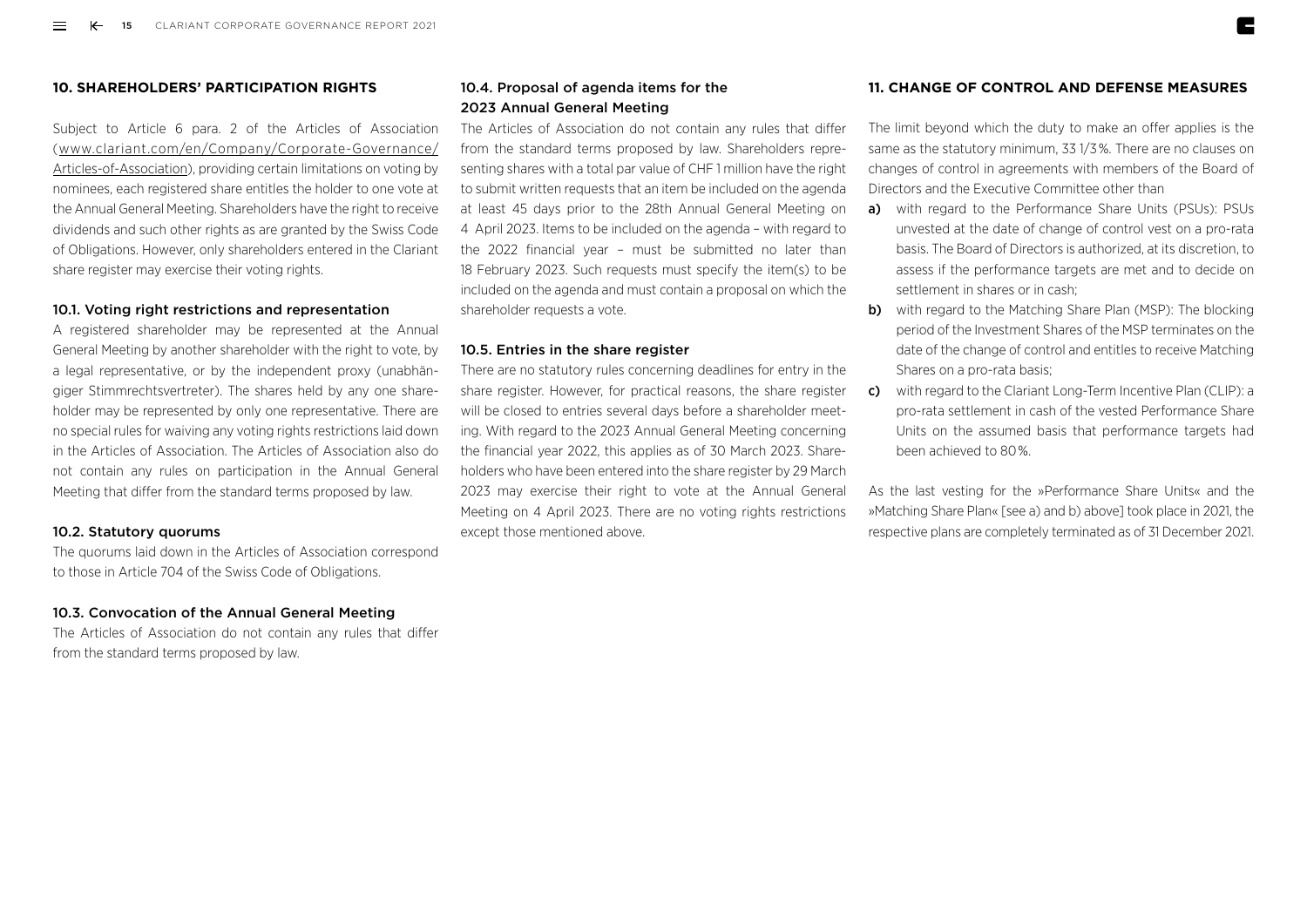## 10. SHAREHOLDERS' PARTICIPATION RIGHTS

Subject to Article 6 para. 2 of the Articles of Association (www.clariant.com/en/Company/Corporate-Governance/Articles-of-Association), providing certain limitations on voting by nominees, each registered share entitles the holder to one vote at the Annual General Meeting. Shareholders have the right to receive dividends and such other rights as are granted by the Swiss Code of Obligations. However, only shareholders entered in the Clariant share register may exercise their voting rights.

### 10.1. Voting right restrictions and representation

A registered shareholder may be represented at the Annual General Meeting by another shareholder with the right to vote, by a legal representative, or by the independent proxy (unabhängiger Stimmrechtsvertreter). The shares held by any one shareholder may be represented by only one representative. There are no special rules for waiving any voting rights restrictions laid down in the Articles of Association. The Articles of Association also do not contain any rules on participation in the Annual General Meeting that differ from the standard terms proposed by law.

### 10.2. Statutory quorums

The quorums laid down in the Articles of Association correspond to those in Article 704 of the Swiss Code of Obligations.

### 10.3. Convocation of the Annual General Meeting

The Articles of Association do not contain any rules that differ from the standard terms proposed by law.

### 10.4. Proposal of agenda items for the 2023 Annual General Meeting

The Articles of Association do not contain any rules that differ from the standard terms proposed by law. Shareholders representing shares with a total par value of CHF 1 million have the right to submit written requests that an item be included on the agenda at least 45 days prior to the 28th Annual General Meeting on 4 April 2023. Items to be included on the agenda – with regard to the 2022 financial year – must be submitted no later than 18 February 2023. Such requests must specify the item(s) to be included on the agenda and must contain a proposal on which the shareholder requests a vote.

### 10.5. Entries in the share register

There are no statutory rules concerning deadlines for entry in the share register. However, for practical reasons, the share register will be closed to entries several days before a shareholder meeting. With regard to the 2023 Annual General Meeting concerning the financial year 2022, this applies as of 30 March 2023. Shareholders who have been entered into the share register by 29 March 2023 may exercise their right to vote at the Annual General Meeting on 4 April 2023. There are no voting rights restrictions except those mentioned above.

## 11. CHANGE OF CONTROL AND DEFENSE MEASURES

The limit beyond which the duty to make an offer applies is the same as the statutory minimum, 33 1/3 %. There are no clauses on changes of control in agreements with members of the Board of Directors and the Executive Committee other than

**a)** with regard to the Performance Share Units (PSUs): PSUs unvested at the date of change of control vest on a pro-rata basis. The Board of Directors is authorized, at its discretion, to assess if the performance targets are met and to decide on settlement in shares or in cash;

**b)** with regard to the Matching Share Plan (MSP): The blocking period of the Investment Shares of the MSP terminates on the date of the change of control and entitles to receive Matching Shares on a pro-rata basis;

**c)** with regard to the Clariant Long-Term Incentive Plan (CLIP): a pro-rata settlement in cash of the vested Performance Share Units on the assumed basis that performance targets had been achieved to 80 %.

As the last vesting for the »Performance Share Units« and the »Matching Share Plan« [see a) and b) above] took place in 2021, the respective plans are completely terminated as of 31 December 2021.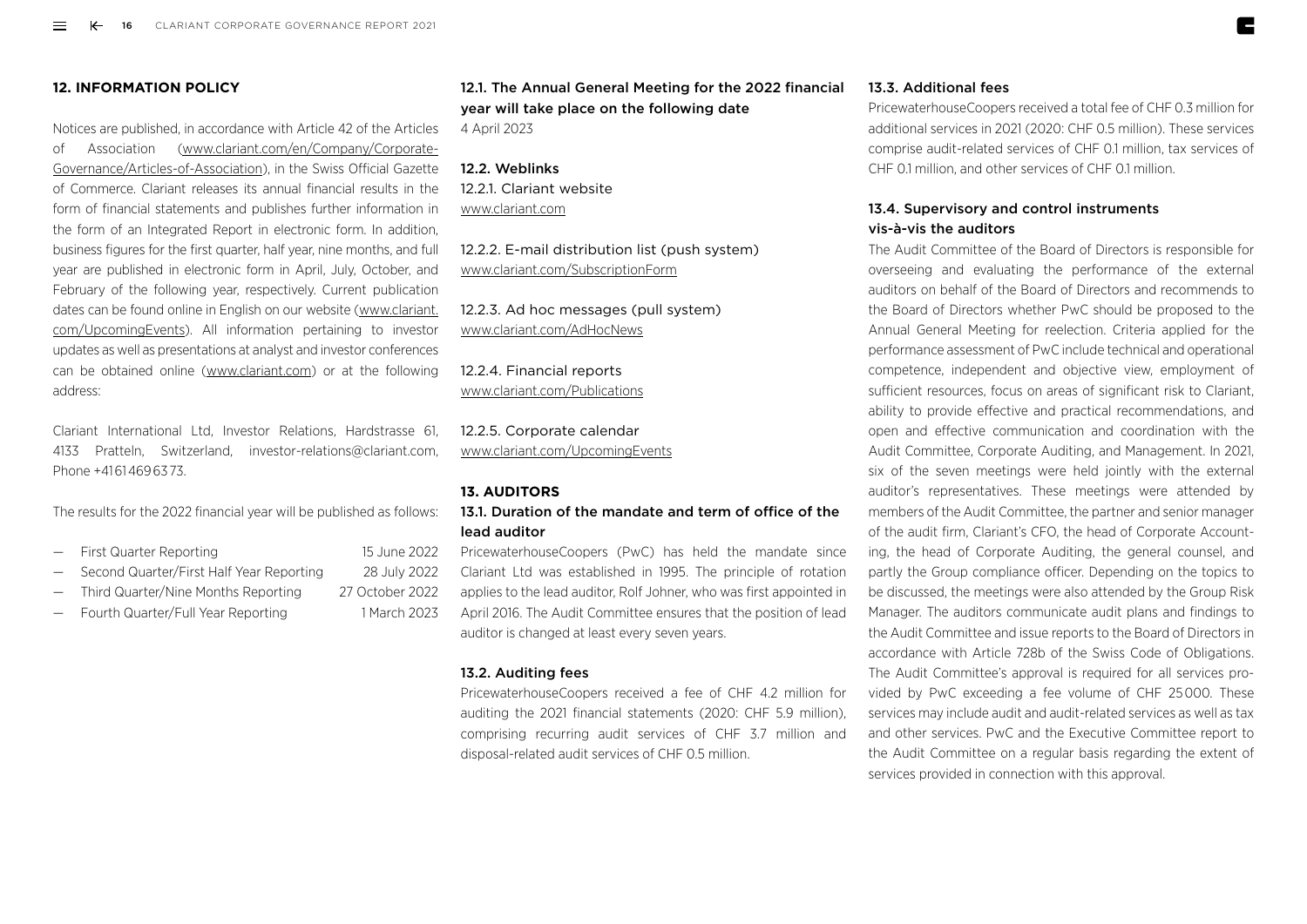## 12. INFORMATION POLICY

Notices are published, in accordance with Article 42 of the Articles of Association (www.clariant.com/en/Company/Corporate-Governance/Articles-of-Association), in the Swiss Official Gazette of Commerce. Clariant releases its annual financial results in the form of financial statements and publishes further information in the form of an Integrated Report in electronic form. In addition, business figures for the first quarter, half year, nine months, and full year are published in electronic form in April, July, October, and February of the following year, respectively. Current publication dates can be found online in English on our website (www.clariant.com/UpcomingEvents). All information pertaining to investor updates as well as presentations at analyst and investor conferences can be obtained online (www.clariant.com) or at the following address:

Clariant International Ltd, Investor Relations, Hardstrasse 61, 4133 Pratteln, Switzerland, investor-relations@clariant.com, Phone +41 61 469 63 73.

The results for the 2022 financial year will be published as follows:

- First Quarter Reporting — 15 June 2022
- Second Quarter/First Half Year Reporting — 28 July 2022
- Third Quarter/Nine Months Reporting — 27 October 2022
- Fourth Quarter/Full Year Reporting — 1 March 2023

### 12.1. The Annual General Meeting for the 2022 financial year will take place on the following date

4 April 2023

### 12.2. Weblinks

12.2.1. Clariant website
www.clariant.com

12.2.2. E-mail distribution list (push system)
www.clariant.com/SubscriptionForm

12.2.3. Ad hoc messages (pull system)
www.clariant.com/AdHocNews

12.2.4. Financial reports
www.clariant.com/Publications

12.2.5. Corporate calendar
www.clariant.com/UpcomingEvents

## 13. AUDITORS

### 13.1. Duration of the mandate and term of office of the lead auditor

PricewaterhouseCoopers (PwC) has held the mandate since Clariant Ltd was established in 1995. The principle of rotation applies to the lead auditor, Rolf Johner, who was first appointed in April 2016. The Audit Committee ensures that the position of lead auditor is changed at least every seven years.

### 13.2. Auditing fees

PricewaterhouseCoopers received a fee of CHF 4.2 million for auditing the 2021 financial statements (2020: CHF 5.9 million), comprising recurring audit services of CHF 3.7 million and disposal-related audit services of CHF 0.5 million.

### 13.3. Additional fees

PricewaterhouseCoopers received a total fee of CHF 0.3 million for additional services in 2021 (2020: CHF 0.5 million). These services comprise audit-related services of CHF 0.1 million, tax services of CHF 0.1 million, and other services of CHF 0.1 million.

### 13.4. Supervisory and control instruments vis-à-vis the auditors

The Audit Committee of the Board of Directors is responsible for overseeing and evaluating the performance of the external auditors on behalf of the Board of Directors and recommends to the Board of Directors whether PwC should be proposed to the Annual General Meeting for reelection. Criteria applied for the performance assessment of PwC include technical and operational competence, independent and objective view, employment of sufficient resources, focus on areas of significant risk to Clariant, ability to provide effective and practical recommendations, and open and effective communication and coordination with the Audit Committee, Corporate Auditing, and Management. In 2021, six of the seven meetings were held jointly with the external auditor's representatives. These meetings were attended by members of the Audit Committee, the partner and senior manager of the audit firm, Clariant's CFO, the head of Corporate Accounting, the head of Corporate Auditing, the general counsel, and partly the Group compliance officer. Depending on the topics to be discussed, the meetings were also attended by the Group Risk Manager. The auditors communicate audit plans and findings to the Audit Committee and issue reports to the Board of Directors in accordance with Article 728b of the Swiss Code of Obligations. The Audit Committee's approval is required for all services provided by PwC exceeding a fee volume of CHF 25 000. These services may include audit and audit-related services as well as tax and other services. PwC and the Executive Committee report to the Audit Committee on a regular basis regarding the extent of services provided in connection with this approval.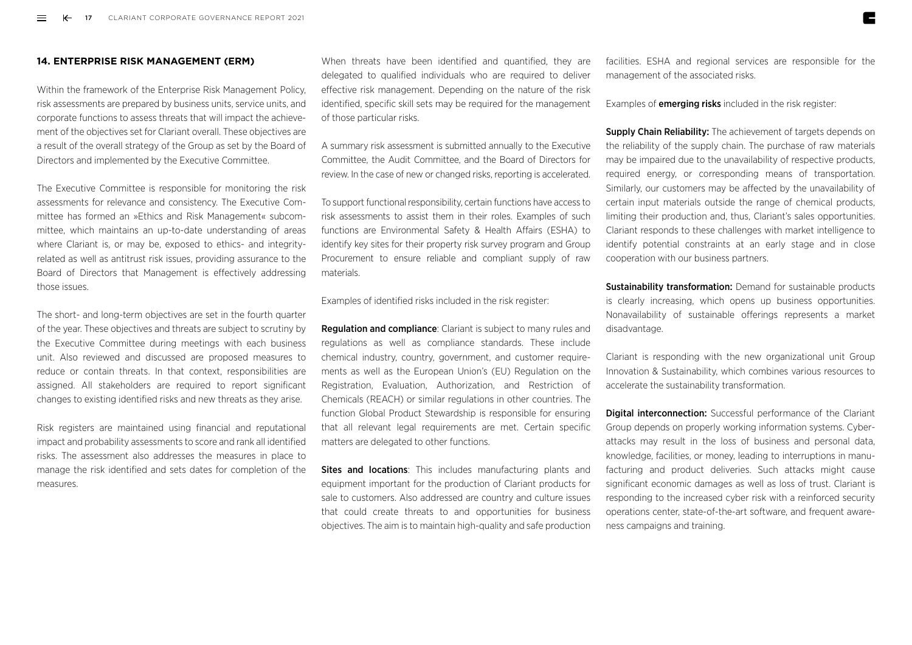## 14. ENTERPRISE RISK MANAGEMENT (ERM)

Within the framework of the Enterprise Risk Management Policy, risk assessments are prepared by business units, service units, and corporate functions to assess threats that will impact the achievement of the objectives set for Clariant overall. These objectives are a result of the overall strategy of the Group as set by the Board of Directors and implemented by the Executive Committee.

The Executive Committee is responsible for monitoring the risk assessments for relevance and consistency. The Executive Committee has formed an »Ethics and Risk Management« subcommittee, which maintains an up-to-date understanding of areas where Clariant is, or may be, exposed to ethics- and integrity-related as well as antitrust risk issues, providing assurance to the Board of Directors that Management is effectively addressing those issues.

The short- and long-term objectives are set in the fourth quarter of the year. These objectives and threats are subject to scrutiny by the Executive Committee during meetings with each business unit. Also reviewed and discussed are proposed measures to reduce or contain threats. In that context, responsibilities are assigned. All stakeholders are required to report significant changes to existing identified risks and new threats as they arise.

Risk registers are maintained using financial and reputational impact and probability assessments to score and rank all identified risks. The assessment also addresses the measures in place to manage the risk identified and sets dates for completion of the measures.

When threats have been identified and quantified, they are delegated to qualified individuals who are required to deliver effective risk management. Depending on the nature of the risk identified, specific skill sets may be required for the management of those particular risks.

A summary risk assessment is submitted annually to the Executive Committee, the Audit Committee, and the Board of Directors for review. In the case of new or changed risks, reporting is accelerated.

To support functional responsibility, certain functions have access to risk assessments to assist them in their roles. Examples of such functions are Environmental Safety & Health Affairs (ESHA) to identify key sites for their property risk survey program and Group Procurement to ensure reliable and compliant supply of raw materials.

Examples of identified risks included in the risk register:

**Regulation and compliance**: Clariant is subject to many rules and regulations as well as compliance standards. These include chemical industry, country, government, and customer requirements as well as the European Union's (EU) Regulation on the Registration, Evaluation, Authorization, and Restriction of Chemicals (REACH) or similar regulations in other countries. The function Global Product Stewardship is responsible for ensuring that all relevant legal requirements are met. Certain specific matters are delegated to other functions.

**Sites and locations**: This includes manufacturing plants and equipment important for the production of Clariant products for sale to customers. Also addressed are country and culture issues that could create threats to and opportunities for business objectives. The aim is to maintain high-quality and safe production facilities. ESHA and regional services are responsible for the management of the associated risks.

Examples of **emerging risks** included in the risk register:

**Supply Chain Reliability:** The achievement of targets depends on the reliability of the supply chain. The purchase of raw materials may be impaired due to the unavailability of respective products, required energy, or corresponding means of transportation. Similarly, our customers may be affected by the unavailability of certain input materials outside the range of chemical products, limiting their production and, thus, Clariant's sales opportunities. Clariant responds to these challenges with market intelligence to identify potential constraints at an early stage and in close cooperation with our business partners.

**Sustainability transformation:** Demand for sustainable products is clearly increasing, which opens up business opportunities. Nonavailability of sustainable offerings represents a market disadvantage.

Clariant is responding with the new organizational unit Group Innovation & Sustainability, which combines various resources to accelerate the sustainability transformation.

**Digital interconnection:** Successful performance of the Clariant Group depends on properly working information systems. Cyberattacks may result in the loss of business and personal data, knowledge, facilities, or money, leading to interruptions in manufacturing and product deliveries. Such attacks might cause significant economic damages as well as loss of trust. Clariant is responding to the increased cyber risk with a reinforced security operations center, state-of-the-art software, and frequent awareness campaigns and training.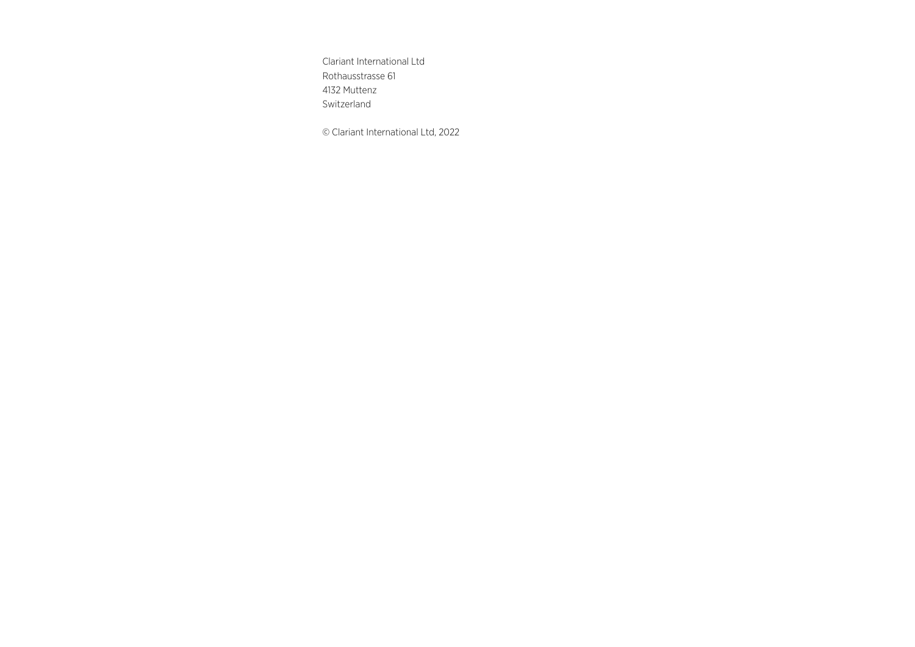Clariant International Ltd
Rothausstrasse 61
4132 Muttenz
Switzerland

© Clariant International Ltd, 2022